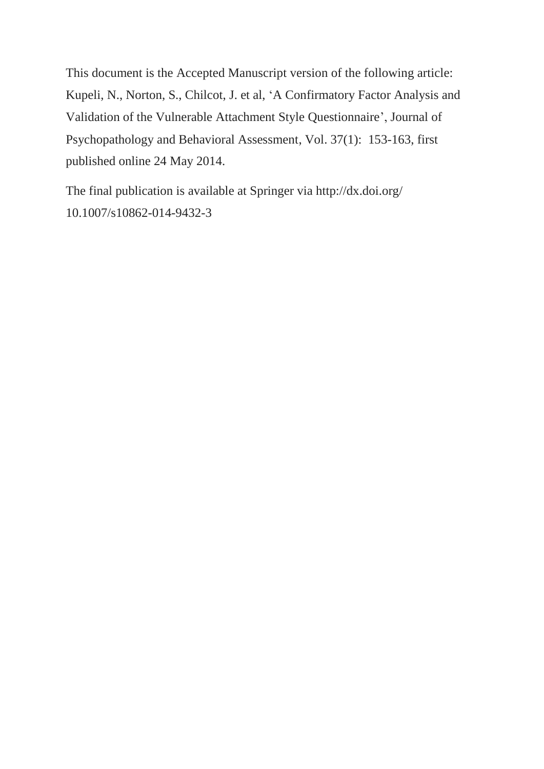This document is the Accepted Manuscript version of the following article: Kupeli, N., Norton, S., Chilcot, J. et al, 'A Confirmatory Factor Analysis and Validation of the Vulnerable Attachment Style Questionnaire', Journal of Psychopathology and Behavioral Assessment, Vol. 37(1): 153-163, first published online 24 May 2014.

The final publication is available at Springer via http://dx.doi.org/10.1007/s10862-014-9432-3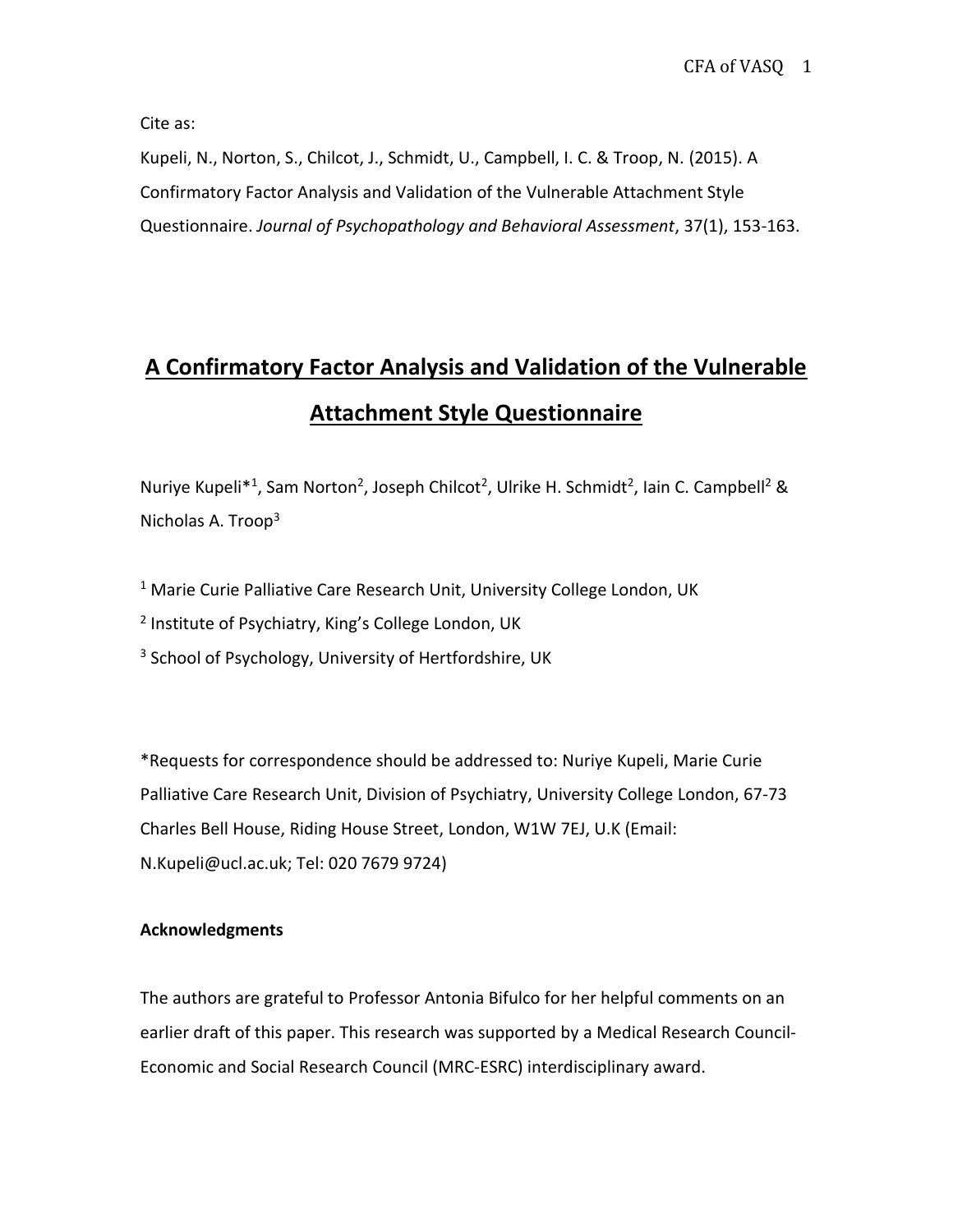Cite as:

Kupeli, N., Norton, S., Chilcot, J., Schmidt, U., Campbell, I. C. & Troop, N. (2015). A Confirmatory Factor Analysis and Validation of the Vulnerable Attachment Style Questionnaire. *Journal of Psychopathology and Behavioral Assessment*, 37(1), 153-163.

# A Confirmatory Factor Analysis and Validation of the Vulnerable Attachment Style Questionnaire

Nuriye Kupeli*[1], Sam Norton[2], Joseph Chilcot[2], Ulrike H. Schmidt[2], Iain C. Campbell[2] & Nicholas A. Troop[3]

[1] Marie Curie Palliative Care Research Unit, University College London, UK

[2] Institute of Psychiatry, King's College London, UK

[3] School of Psychology, University of Hertfordshire, UK

*Requests for correspondence should be addressed to: Nuriye Kupeli, Marie Curie Palliative Care Research Unit, Division of Psychiatry, University College London, 67-73 Charles Bell House, Riding House Street, London, W1W 7EJ, U.K (Email: N.Kupeli@ucl.ac.uk; Tel: 020 7679 9724)

**Acknowledgments**

The authors are grateful to Professor Antonia Bifulco for her helpful comments on an earlier draft of this paper. This research was supported by a Medical Research Council-Economic and Social Research Council (MRC-ESRC) interdisciplinary award.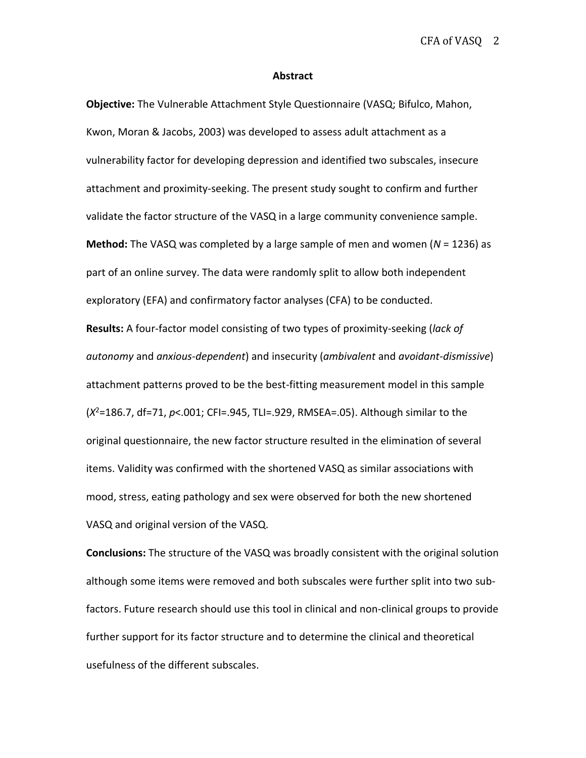# Abstract

**Objective:** The Vulnerable Attachment Style Questionnaire (VASQ; Bifulco, Mahon, Kwon, Moran & Jacobs, 2003) was developed to assess adult attachment as a vulnerability factor for developing depression and identified two subscales, insecure attachment and proximity-seeking. The present study sought to confirm and further validate the factor structure of the VASQ in a large community convenience sample.

**Method:** The VASQ was completed by a large sample of men and women ($N = 1236$) as part of an online survey. The data were randomly split to allow both independent exploratory (EFA) and confirmatory factor analyses (CFA) to be conducted.

**Results:** A four-factor model consisting of two types of proximity-seeking (*lack of autonomy* and *anxious-dependent*) and insecurity (*ambivalent* and *avoidant-dismissive*) attachment patterns proved to be the best-fitting measurement model in this sample ($X^2$=186.7, df=71, $p$<.001; CFI=.945, TLI=.929, RMSEA=.05). Although similar to the original questionnaire, the new factor structure resulted in the elimination of several items. Validity was confirmed with the shortened VASQ as similar associations with mood, stress, eating pathology and sex were observed for both the new shortened VASQ and original version of the VASQ.

**Conclusions:** The structure of the VASQ was broadly consistent with the original solution although some items were removed and both subscales were further split into two sub-factors. Future research should use this tool in clinical and non-clinical groups to provide further support for its factor structure and to determine the clinical and theoretical usefulness of the different subscales.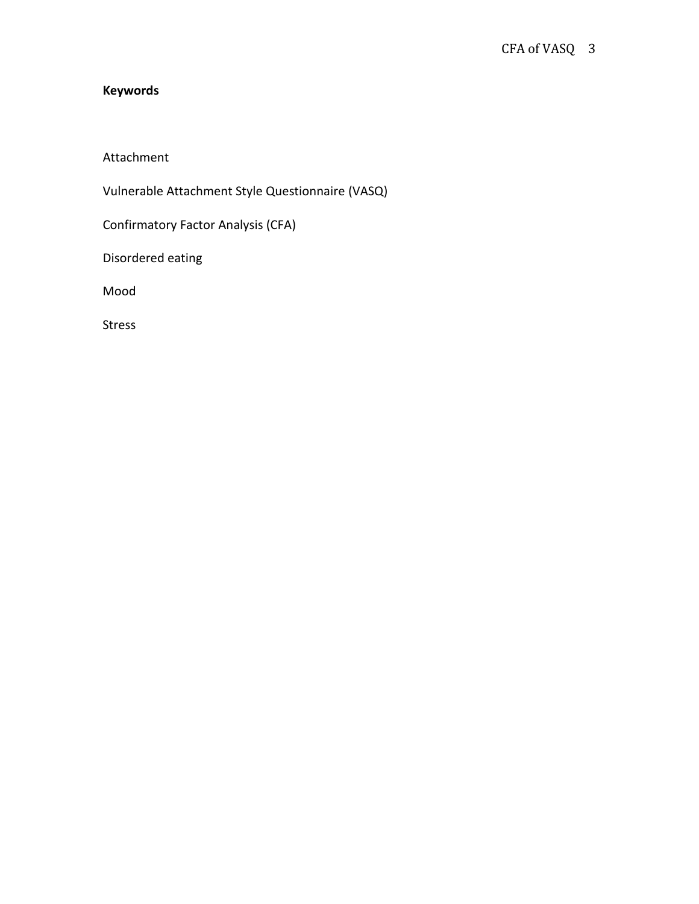**Keywords**

Attachment

Vulnerable Attachment Style Questionnaire (VASQ)

Confirmatory Factor Analysis (CFA)

Disordered eating

Mood

Stress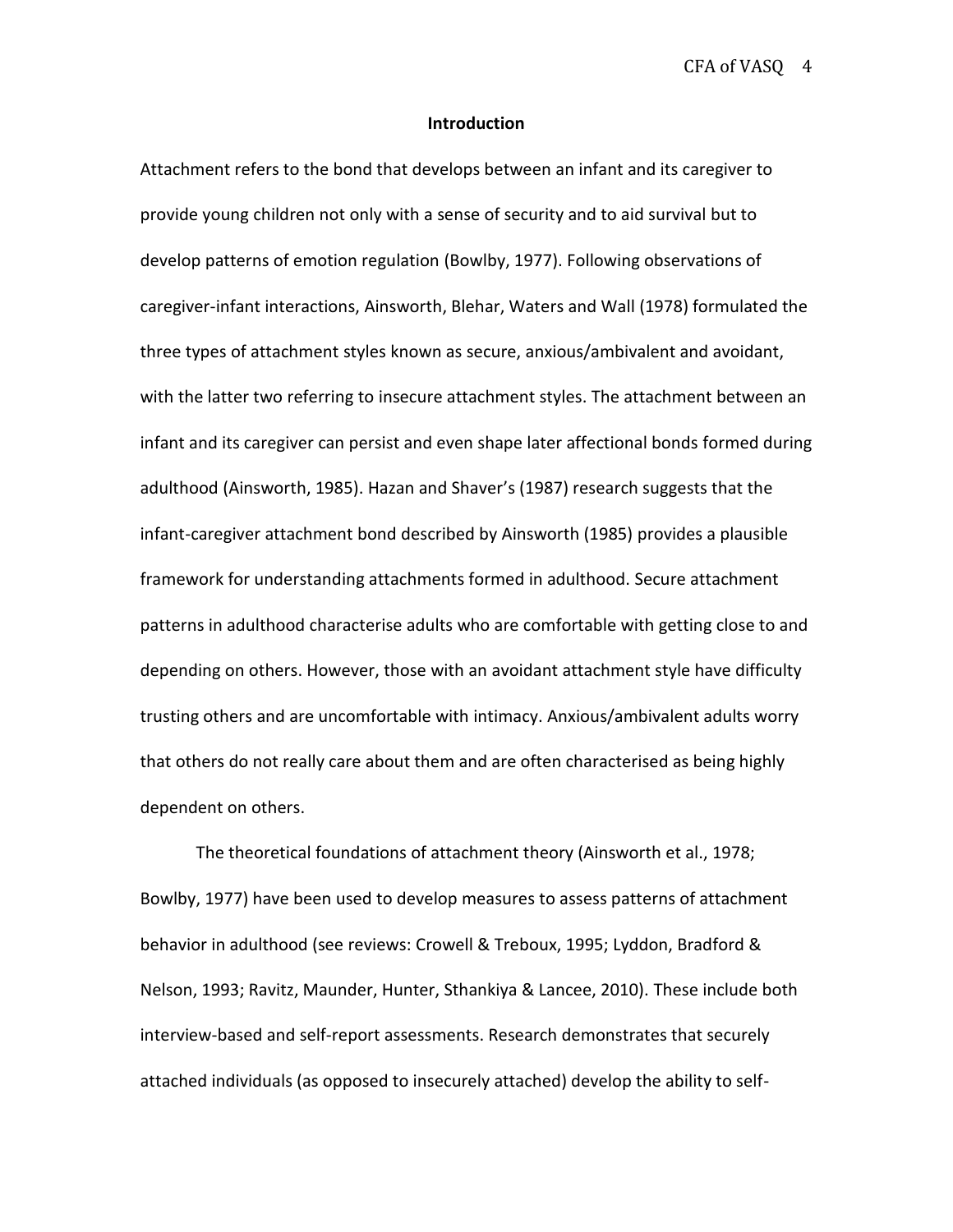## Introduction

Attachment refers to the bond that develops between an infant and its caregiver to provide young children not only with a sense of security and to aid survival but to develop patterns of emotion regulation (Bowlby, 1977). Following observations of caregiver-infant interactions, Ainsworth, Blehar, Waters and Wall (1978) formulated the three types of attachment styles known as secure, anxious/ambivalent and avoidant, with the latter two referring to insecure attachment styles. The attachment between an infant and its caregiver can persist and even shape later affectional bonds formed during adulthood (Ainsworth, 1985). Hazan and Shaver's (1987) research suggests that the infant-caregiver attachment bond described by Ainsworth (1985) provides a plausible framework for understanding attachments formed in adulthood. Secure attachment patterns in adulthood characterise adults who are comfortable with getting close to and depending on others. However, those with an avoidant attachment style have difficulty trusting others and are uncomfortable with intimacy. Anxious/ambivalent adults worry that others do not really care about them and are often characterised as being highly dependent on others.

The theoretical foundations of attachment theory (Ainsworth et al., 1978; Bowlby, 1977) have been used to develop measures to assess patterns of attachment behavior in adulthood (see reviews: Crowell & Treboux, 1995; Lyddon, Bradford & Nelson, 1993; Ravitz, Maunder, Hunter, Sthankiya & Lancee, 2010). These include both interview-based and self-report assessments. Research demonstrates that securely attached individuals (as opposed to insecurely attached) develop the ability to self-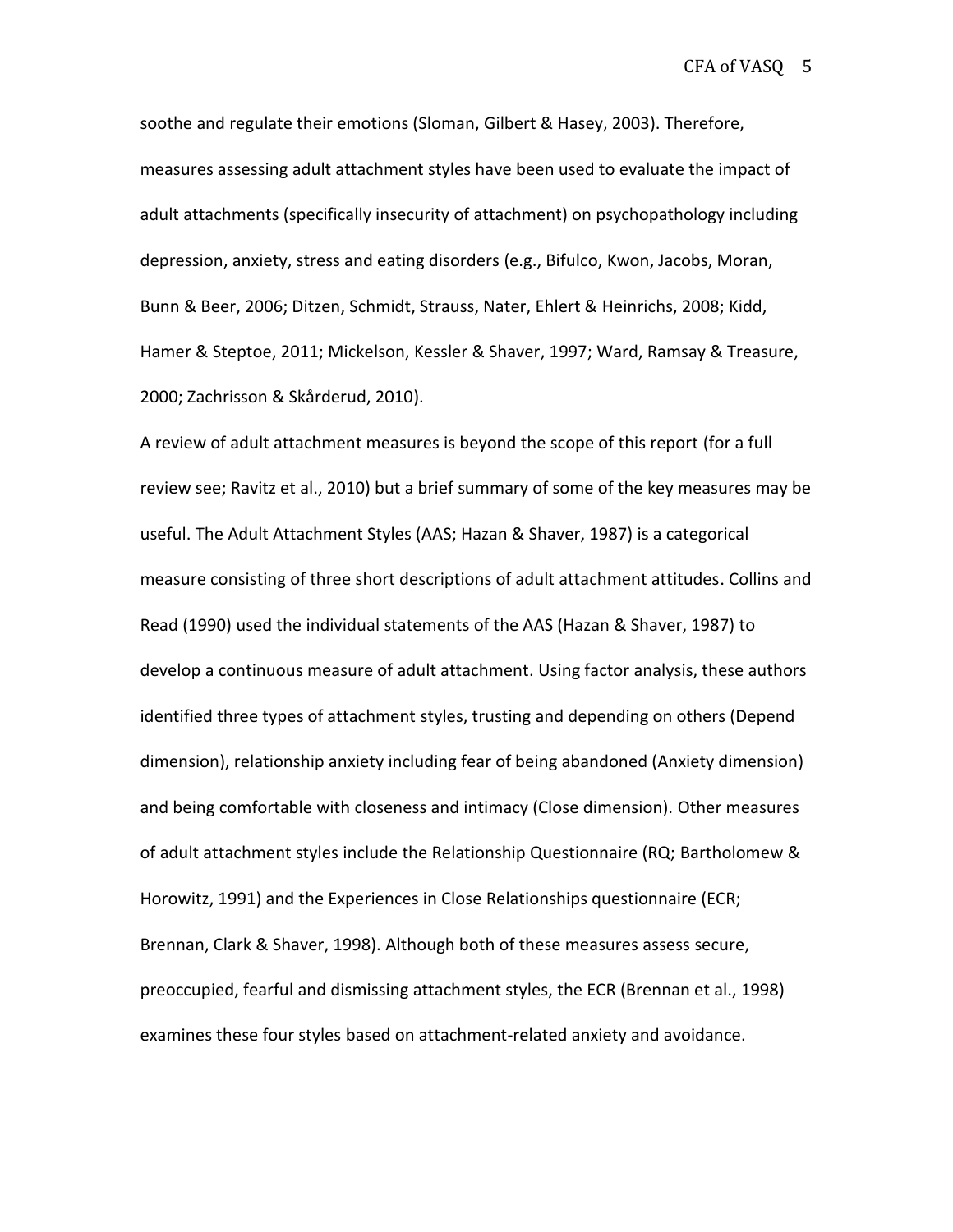soothe and regulate their emotions (Sloman, Gilbert & Hasey, 2003). Therefore, measures assessing adult attachment styles have been used to evaluate the impact of adult attachments (specifically insecurity of attachment) on psychopathology including depression, anxiety, stress and eating disorders (e.g., Bifulco, Kwon, Jacobs, Moran, Bunn & Beer, 2006; Ditzen, Schmidt, Strauss, Nater, Ehlert & Heinrichs, 2008; Kidd, Hamer & Steptoe, 2011; Mickelson, Kessler & Shaver, 1997; Ward, Ramsay & Treasure, 2000; Zachrisson & Skårderud, 2010).

A review of adult attachment measures is beyond the scope of this report (for a full review see; Ravitz et al., 2010) but a brief summary of some of the key measures may be useful. The Adult Attachment Styles (AAS; Hazan & Shaver, 1987) is a categorical measure consisting of three short descriptions of adult attachment attitudes. Collins and Read (1990) used the individual statements of the AAS (Hazan & Shaver, 1987) to develop a continuous measure of adult attachment. Using factor analysis, these authors identified three types of attachment styles, trusting and depending on others (Depend dimension), relationship anxiety including fear of being abandoned (Anxiety dimension) and being comfortable with closeness and intimacy (Close dimension). Other measures of adult attachment styles include the Relationship Questionnaire (RQ; Bartholomew & Horowitz, 1991) and the Experiences in Close Relationships questionnaire (ECR; Brennan, Clark & Shaver, 1998). Although both of these measures assess secure, preoccupied, fearful and dismissing attachment styles, the ECR (Brennan et al., 1998) examines these four styles based on attachment-related anxiety and avoidance.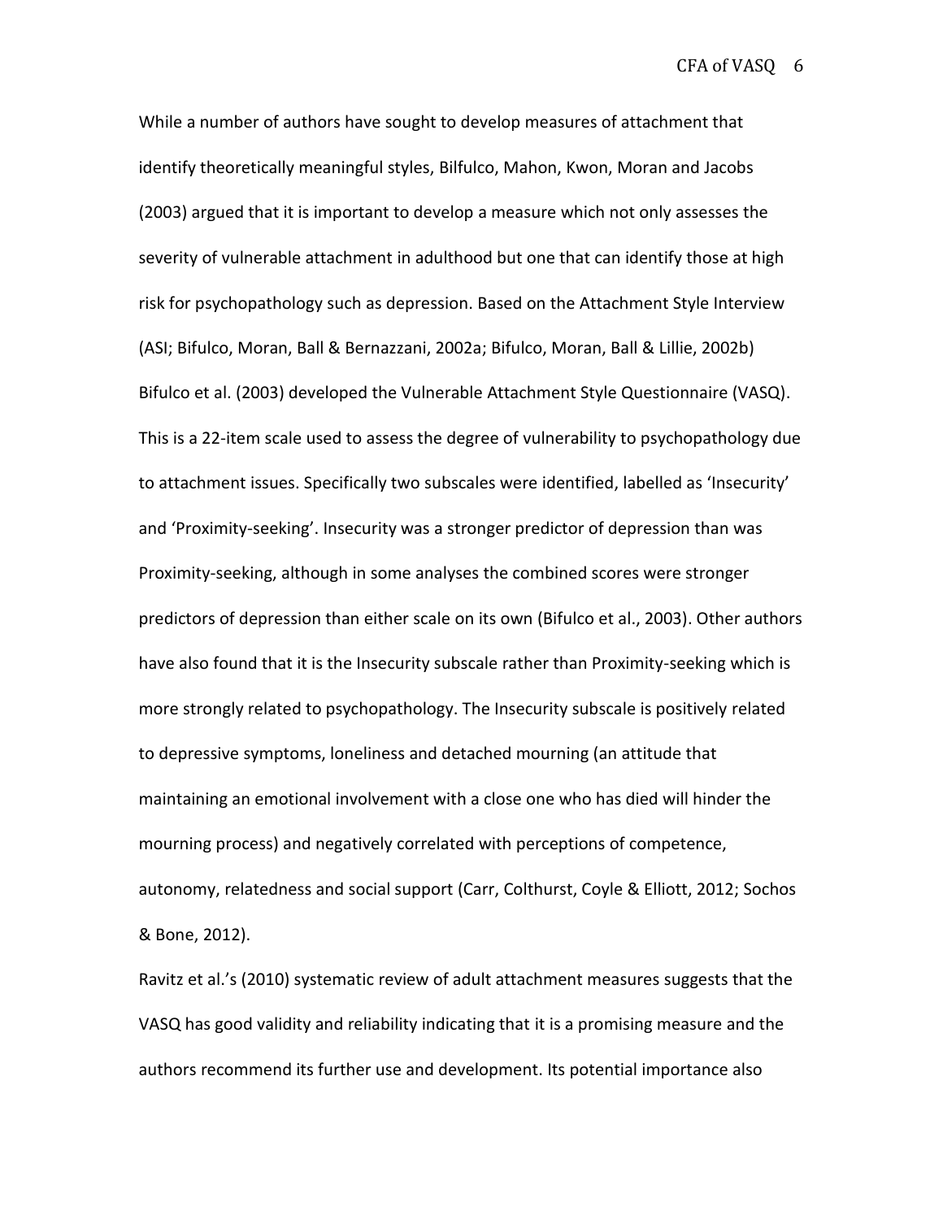While a number of authors have sought to develop measures of attachment that identify theoretically meaningful styles, Bilfulco, Mahon, Kwon, Moran and Jacobs (2003) argued that it is important to develop a measure which not only assesses the severity of vulnerable attachment in adulthood but one that can identify those at high risk for psychopathology such as depression. Based on the Attachment Style Interview (ASI; Bifulco, Moran, Ball & Bernazzani, 2002a; Bifulco, Moran, Ball & Lillie, 2002b) Bifulco et al. (2003) developed the Vulnerable Attachment Style Questionnaire (VASQ). This is a 22-item scale used to assess the degree of vulnerability to psychopathology due to attachment issues. Specifically two subscales were identified, labelled as 'Insecurity' and 'Proximity-seeking'. Insecurity was a stronger predictor of depression than was Proximity-seeking, although in some analyses the combined scores were stronger predictors of depression than either scale on its own (Bifulco et al., 2003). Other authors have also found that it is the Insecurity subscale rather than Proximity-seeking which is more strongly related to psychopathology. The Insecurity subscale is positively related to depressive symptoms, loneliness and detached mourning (an attitude that maintaining an emotional involvement with a close one who has died will hinder the mourning process) and negatively correlated with perceptions of competence, autonomy, relatedness and social support (Carr, Colthurst, Coyle & Elliott, 2012; Sochos & Bone, 2012).

Ravitz et al.'s (2010) systematic review of adult attachment measures suggests that the VASQ has good validity and reliability indicating that it is a promising measure and the authors recommend its further use and development. Its potential importance also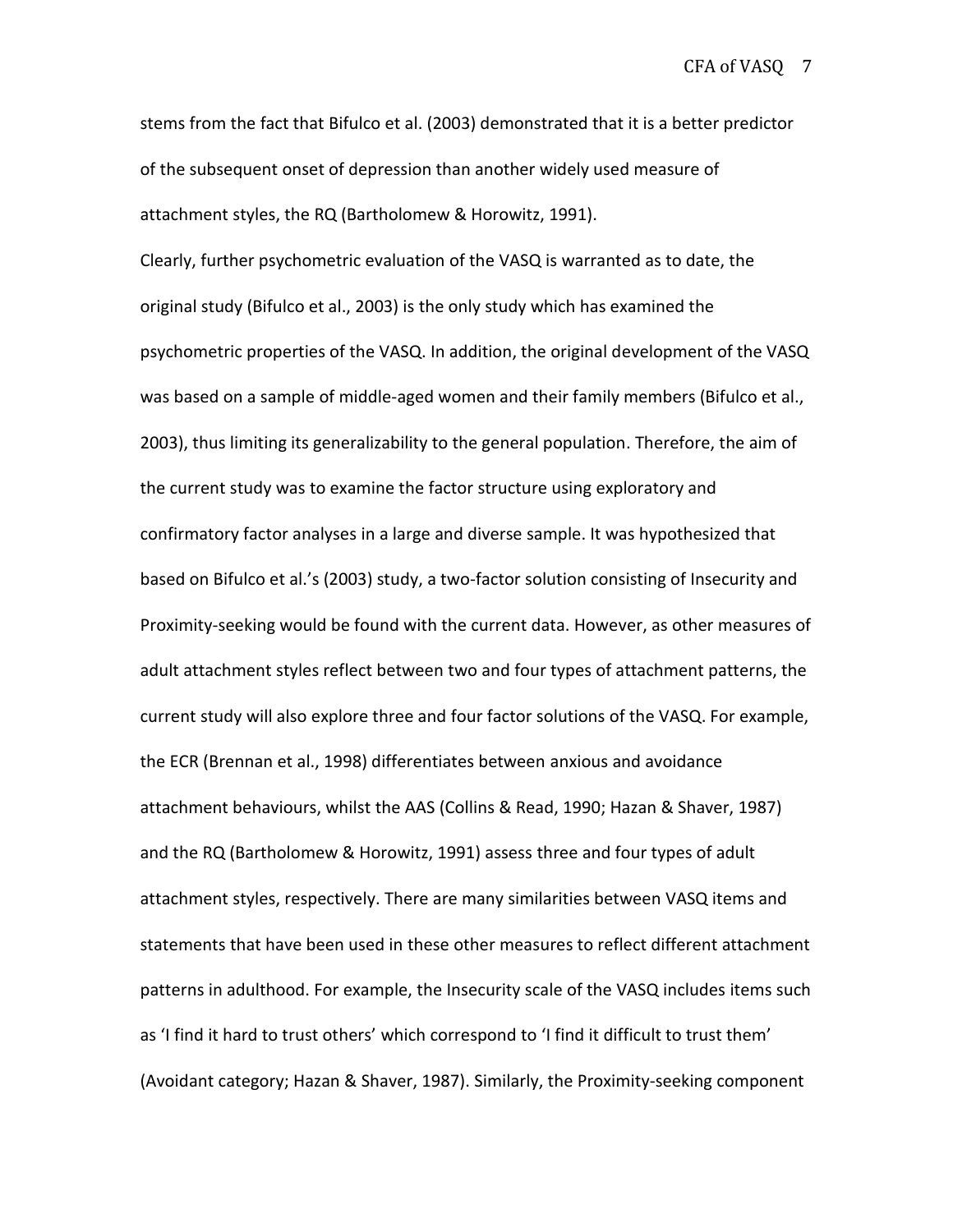stems from the fact that Bifulco et al. (2003) demonstrated that it is a better predictor of the subsequent onset of depression than another widely used measure of attachment styles, the RQ (Bartholomew & Horowitz, 1991).

Clearly, further psychometric evaluation of the VASQ is warranted as to date, the original study (Bifulco et al., 2003) is the only study which has examined the psychometric properties of the VASQ. In addition, the original development of the VASQ was based on a sample of middle-aged women and their family members (Bifulco et al., 2003), thus limiting its generalizability to the general population. Therefore, the aim of the current study was to examine the factor structure using exploratory and confirmatory factor analyses in a large and diverse sample. It was hypothesized that based on Bifulco et al.'s (2003) study, a two-factor solution consisting of Insecurity and Proximity-seeking would be found with the current data. However, as other measures of adult attachment styles reflect between two and four types of attachment patterns, the current study will also explore three and four factor solutions of the VASQ. For example, the ECR (Brennan et al., 1998) differentiates between anxious and avoidance attachment behaviours, whilst the AAS (Collins & Read, 1990; Hazan & Shaver, 1987) and the RQ (Bartholomew & Horowitz, 1991) assess three and four types of adult attachment styles, respectively. There are many similarities between VASQ items and statements that have been used in these other measures to reflect different attachment patterns in adulthood. For example, the Insecurity scale of the VASQ includes items such as 'I find it hard to trust others' which correspond to 'I find it difficult to trust them' (Avoidant category; Hazan & Shaver, 1987). Similarly, the Proximity-seeking component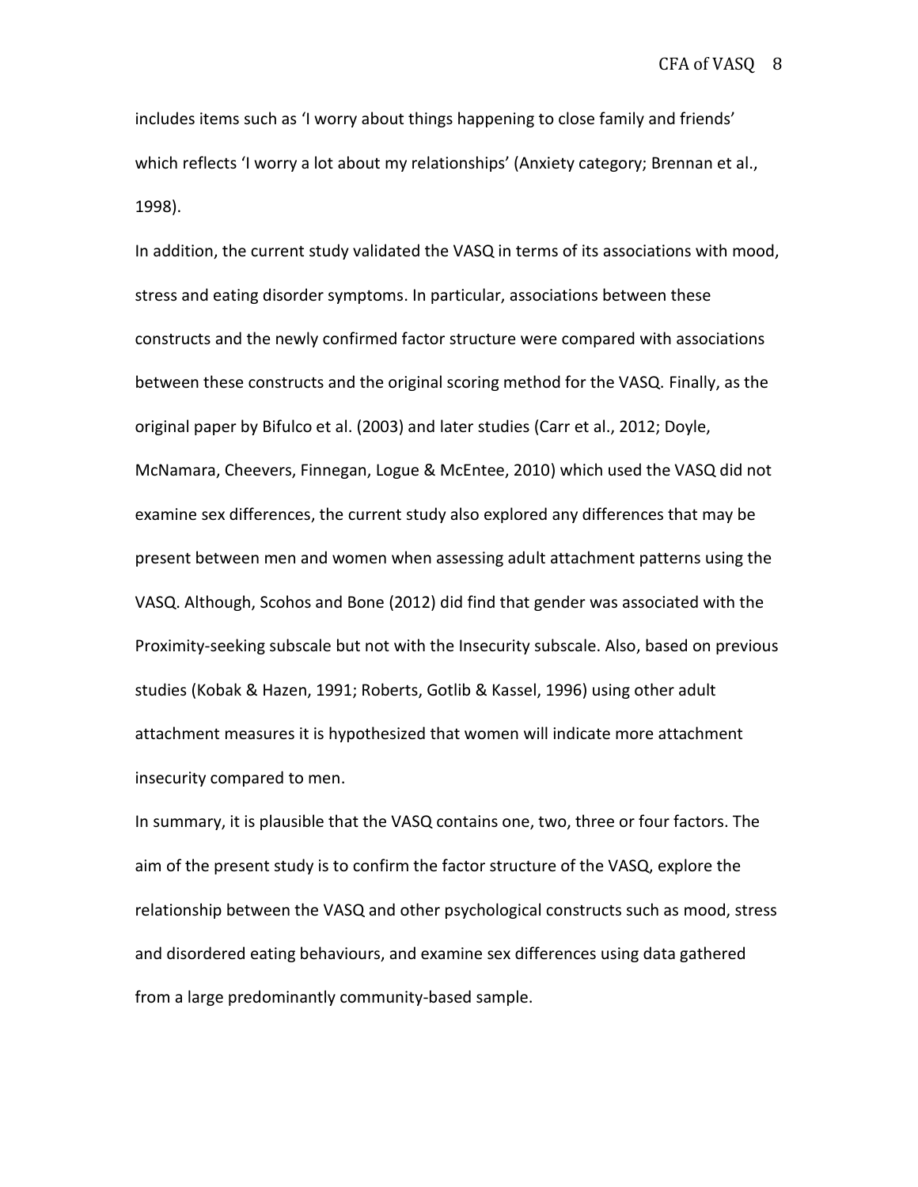includes items such as ‘I worry about things happening to close family and friends’ which reflects ‘I worry a lot about my relationships’ (Anxiety category; Brennan et al., 1998).

In addition, the current study validated the VASQ in terms of its associations with mood, stress and eating disorder symptoms. In particular, associations between these constructs and the newly confirmed factor structure were compared with associations between these constructs and the original scoring method for the VASQ. Finally, as the original paper by Bifulco et al. (2003) and later studies (Carr et al., 2012; Doyle, McNamara, Cheevers, Finnegan, Logue & McEntee, 2010) which used the VASQ did not examine sex differences, the current study also explored any differences that may be present between men and women when assessing adult attachment patterns using the VASQ. Although, Scohos and Bone (2012) did find that gender was associated with the Proximity-seeking subscale but not with the Insecurity subscale. Also, based on previous studies (Kobak & Hazen, 1991; Roberts, Gotlib & Kassel, 1996) using other adult attachment measures it is hypothesized that women will indicate more attachment insecurity compared to men.

In summary, it is plausible that the VASQ contains one, two, three or four factors. The aim of the present study is to confirm the factor structure of the VASQ, explore the relationship between the VASQ and other psychological constructs such as mood, stress and disordered eating behaviours, and examine sex differences using data gathered from a large predominantly community-based sample.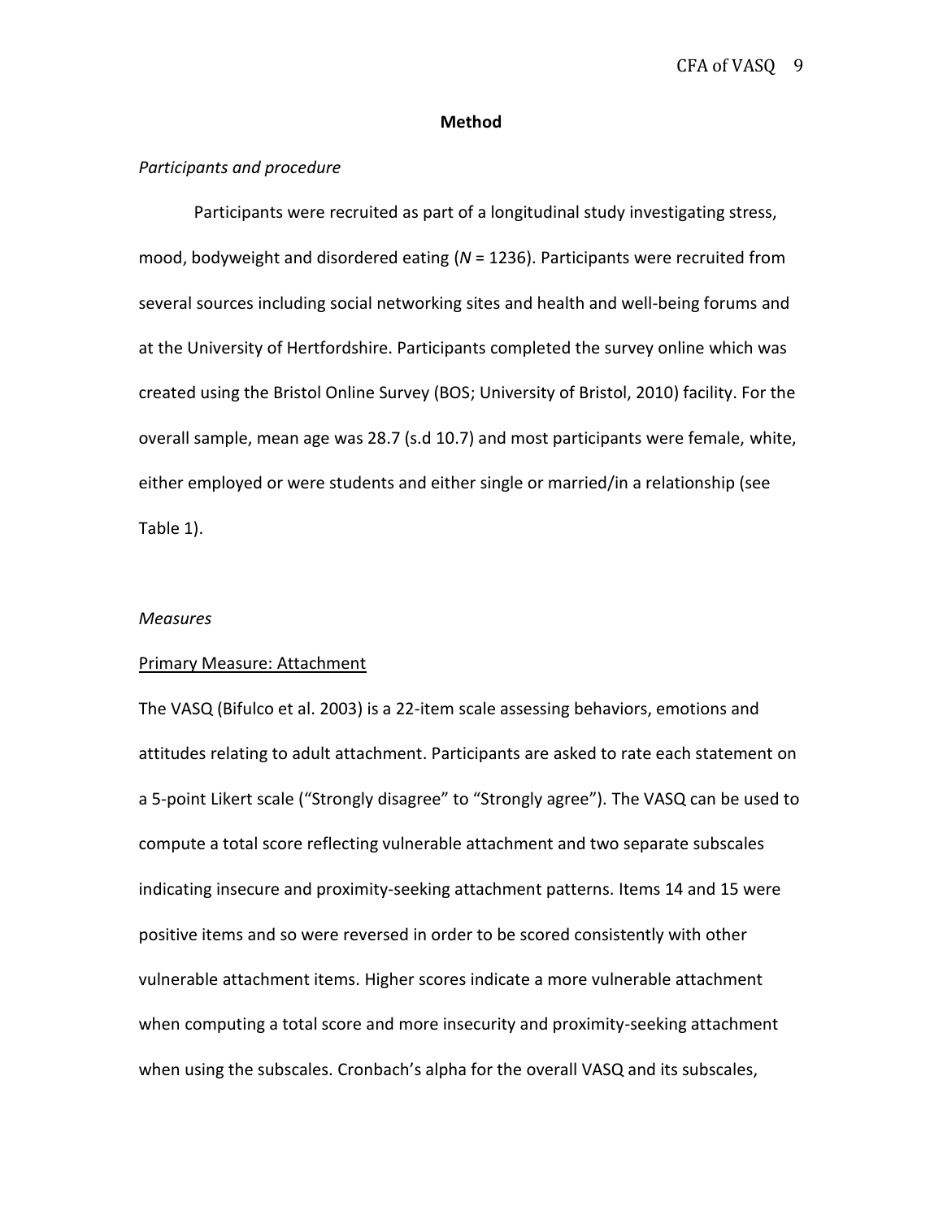**Method**

*Participants and procedure*

Participants were recruited as part of a longitudinal study investigating stress, mood, bodyweight and disordered eating (*N* = 1236). Participants were recruited from several sources including social networking sites and health and well-being forums and at the University of Hertfordshire. Participants completed the survey online which was created using the Bristol Online Survey (BOS; University of Bristol, 2010) facility. For the overall sample, mean age was 28.7 (s.d 10.7) and most participants were female, white, either employed or were students and either single or married/in a relationship (see Table 1).

*Measures*

Primary Measure: Attachment

The VASQ (Bifulco et al. 2003) is a 22-item scale assessing behaviors, emotions and attitudes relating to adult attachment. Participants are asked to rate each statement on a 5-point Likert scale ("Strongly disagree" to "Strongly agree"). The VASQ can be used to compute a total score reflecting vulnerable attachment and two separate subscales indicating insecure and proximity-seeking attachment patterns. Items 14 and 15 were positive items and so were reversed in order to be scored consistently with other vulnerable attachment items. Higher scores indicate a more vulnerable attachment when computing a total score and more insecurity and proximity-seeking attachment when using the subscales. Cronbach's alpha for the overall VASQ and its subscales,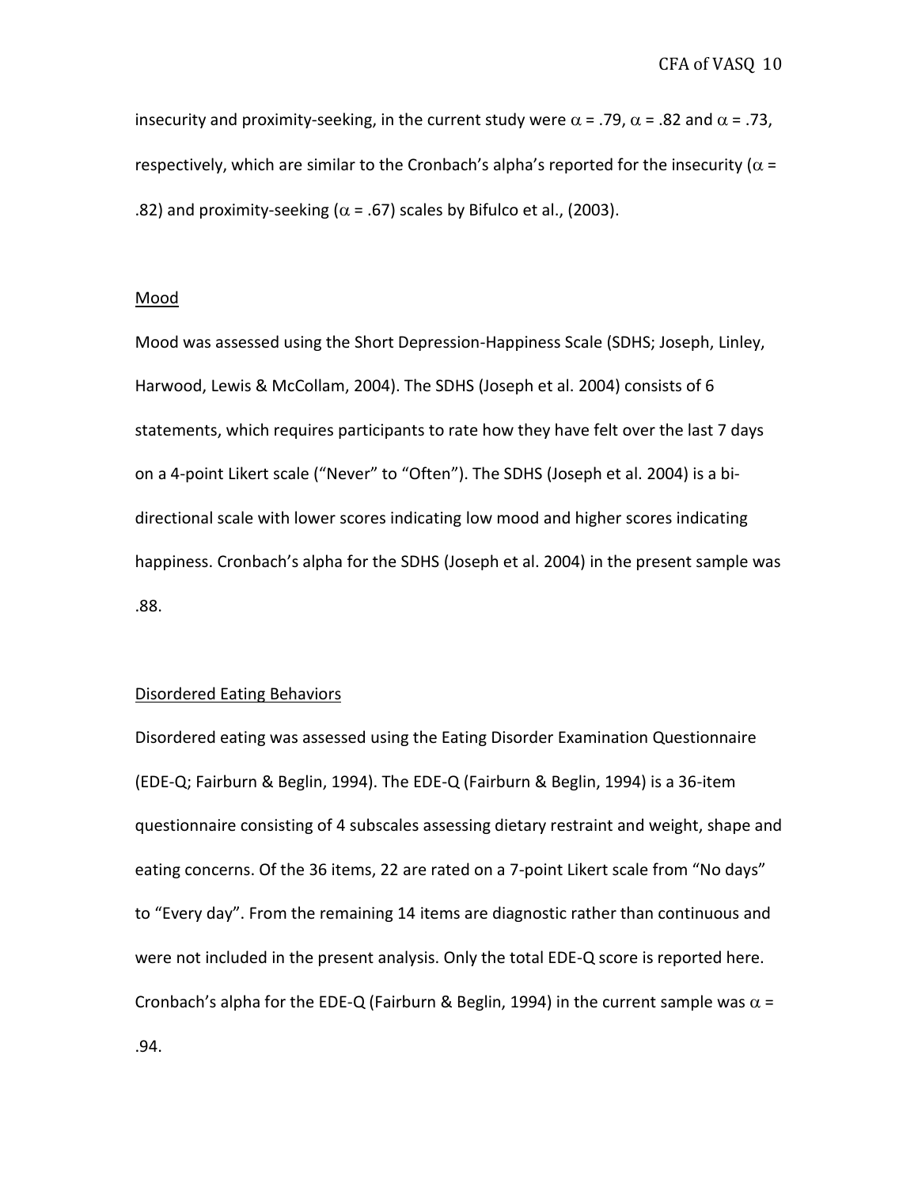insecurity and proximity-seeking, in the current study were $\alpha$ = .79, $\alpha$ = .82 and $\alpha$ = .73, respectively, which are similar to the Cronbach's alpha's reported for the insecurity ($\alpha$ = .82) and proximity-seeking ($\alpha$ = .67) scales by Bifulco et al., (2003).

## Mood

Mood was assessed using the Short Depression-Happiness Scale (SDHS; Joseph, Linley, Harwood, Lewis & McCollam, 2004). The SDHS (Joseph et al. 2004) consists of 6 statements, which requires participants to rate how they have felt over the last 7 days on a 4-point Likert scale ("Never" to "Often"). The SDHS (Joseph et al. 2004) is a bi-directional scale with lower scores indicating low mood and higher scores indicating happiness. Cronbach's alpha for the SDHS (Joseph et al. 2004) in the present sample was .88.

## Disordered Eating Behaviors

Disordered eating was assessed using the Eating Disorder Examination Questionnaire (EDE-Q; Fairburn & Beglin, 1994). The EDE-Q (Fairburn & Beglin, 1994) is a 36-item questionnaire consisting of 4 subscales assessing dietary restraint and weight, shape and eating concerns. Of the 36 items, 22 are rated on a 7-point Likert scale from "No days" to "Every day". From the remaining 14 items are diagnostic rather than continuous and were not included in the present analysis. Only the total EDE-Q score is reported here. Cronbach's alpha for the EDE-Q (Fairburn & Beglin, 1994) in the current sample was $\alpha$ = .94.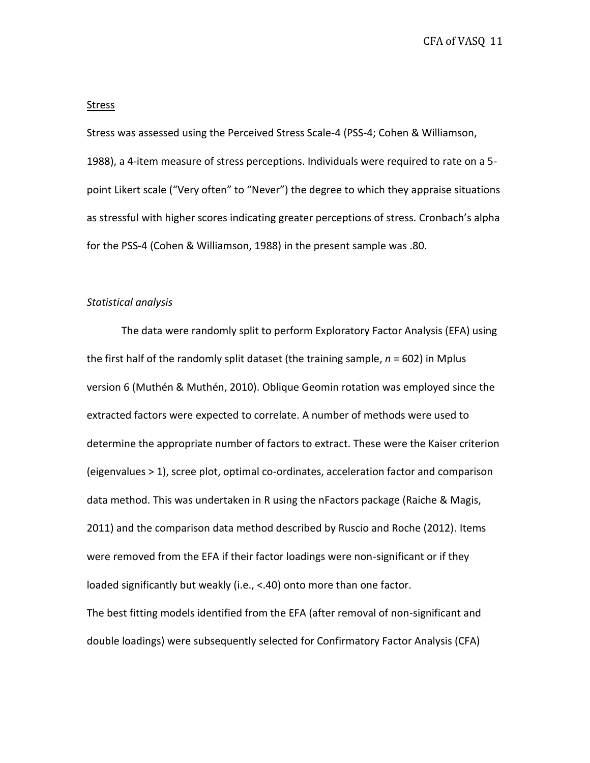Stress

Stress was assessed using the Perceived Stress Scale-4 (PSS-4; Cohen & Williamson, 1988), a 4-item measure of stress perceptions. Individuals were required to rate on a 5-point Likert scale ("Very often" to "Never") the degree to which they appraise situations as stressful with higher scores indicating greater perceptions of stress. Cronbach's alpha for the PSS-4 (Cohen & Williamson, 1988) in the present sample was .80.

*Statistical analysis*

The data were randomly split to perform Exploratory Factor Analysis (EFA) using the first half of the randomly split dataset (the training sample, *n* = 602) in Mplus version 6 (Muthén & Muthén, 2010). Oblique Geomin rotation was employed since the extracted factors were expected to correlate. A number of methods were used to determine the appropriate number of factors to extract. These were the Kaiser criterion (eigenvalues > 1), scree plot, optimal co-ordinates, acceleration factor and comparison data method. This was undertaken in R using the nFactors package (Raiche & Magis, 2011) and the comparison data method described by Ruscio and Roche (2012). Items were removed from the EFA if their factor loadings were non-significant or if they loaded significantly but weakly (i.e., <.40) onto more than one factor.

The best fitting models identified from the EFA (after removal of non-significant and double loadings) were subsequently selected for Confirmatory Factor Analysis (CFA)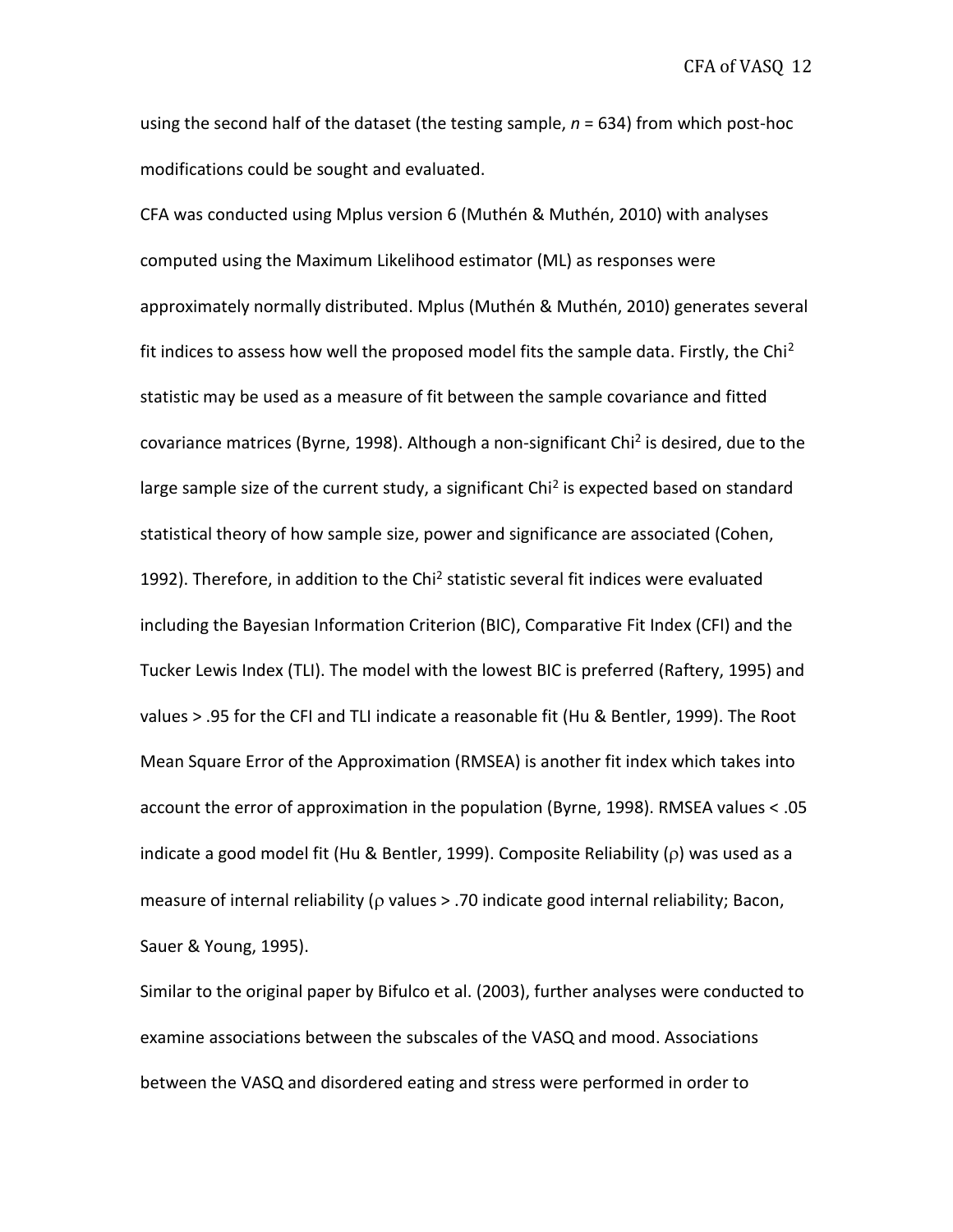using the second half of the dataset (the testing sample, *n* = 634) from which post-hoc modifications could be sought and evaluated.

CFA was conducted using Mplus version 6 (Muthén & Muthén, 2010) with analyses computed using the Maximum Likelihood estimator (ML) as responses were approximately normally distributed. Mplus (Muthén & Muthén, 2010) generates several fit indices to assess how well the proposed model fits the sample data. Firstly, the $Chi^2$ statistic may be used as a measure of fit between the sample covariance and fitted covariance matrices (Byrne, 1998). Although a non-significant $Chi^2$ is desired, due to the large sample size of the current study, a significant $Chi^2$ is expected based on standard statistical theory of how sample size, power and significance are associated (Cohen, 1992). Therefore, in addition to the $Chi^2$ statistic several fit indices were evaluated including the Bayesian Information Criterion (BIC), Comparative Fit Index (CFI) and the Tucker Lewis Index (TLI). The model with the lowest BIC is preferred (Raftery, 1995) and values > .95 for the CFI and TLI indicate a reasonable fit (Hu & Bentler, 1999). The Root Mean Square Error of the Approximation (RMSEA) is another fit index which takes into account the error of approximation in the population (Byrne, 1998). RMSEA values < .05 indicate a good model fit (Hu & Bentler, 1999). Composite Reliability ($\rho$) was used as a measure of internal reliability ($\rho$ values > .70 indicate good internal reliability; Bacon, Sauer & Young, 1995).

Similar to the original paper by Bifulco et al. (2003), further analyses were conducted to examine associations between the subscales of the VASQ and mood. Associations between the VASQ and disordered eating and stress were performed in order to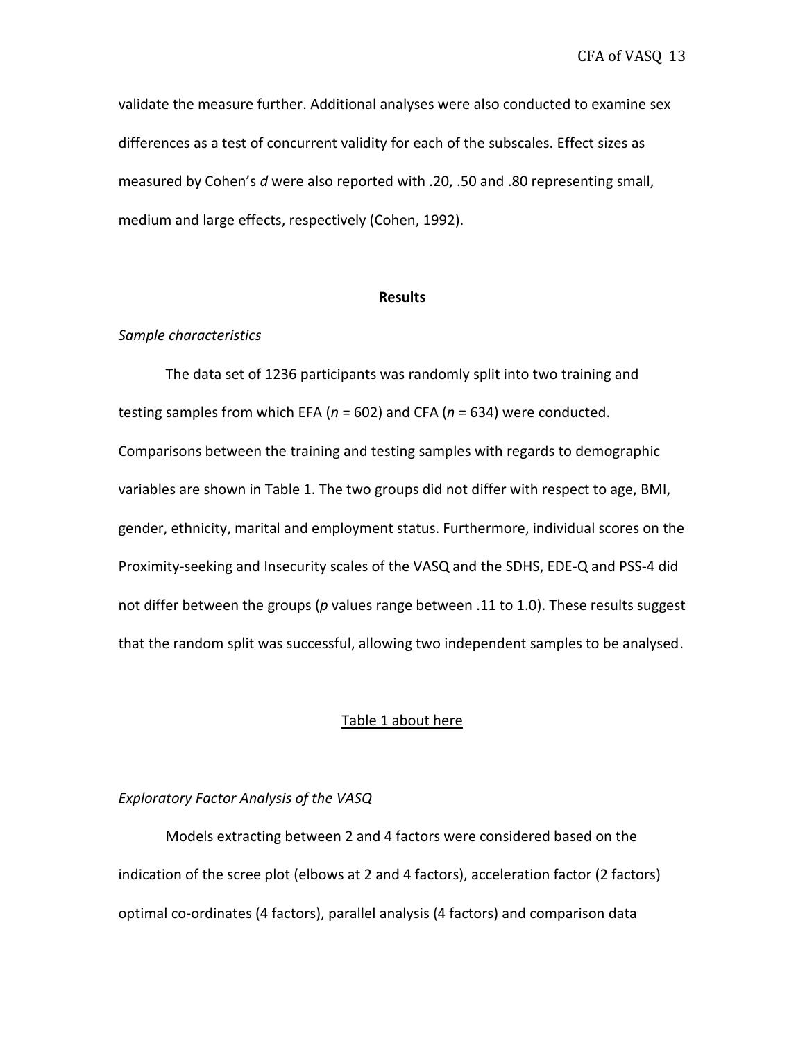validate the measure further. Additional analyses were also conducted to examine sex differences as a test of concurrent validity for each of the subscales. Effect sizes as measured by Cohen's *d* were also reported with .20, .50 and .80 representing small, medium and large effects, respectively (Cohen, 1992).

## Results

*Sample characteristics*

The data set of 1236 participants was randomly split into two training and testing samples from which EFA (*n* = 602) and CFA (*n* = 634) were conducted. Comparisons between the training and testing samples with regards to demographic variables are shown in Table 1. The two groups did not differ with respect to age, BMI, gender, ethnicity, marital and employment status. Furthermore, individual scores on the Proximity-seeking and Insecurity scales of the VASQ and the SDHS, EDE-Q and PSS-4 did not differ between the groups (*p* values range between .11 to 1.0). These results suggest that the random split was successful, allowing two independent samples to be analysed.

Table 1 about here

*Exploratory Factor Analysis of the VASQ*

Models extracting between 2 and 4 factors were considered based on the indication of the scree plot (elbows at 2 and 4 factors), acceleration factor (2 factors) optimal co-ordinates (4 factors), parallel analysis (4 factors) and comparison data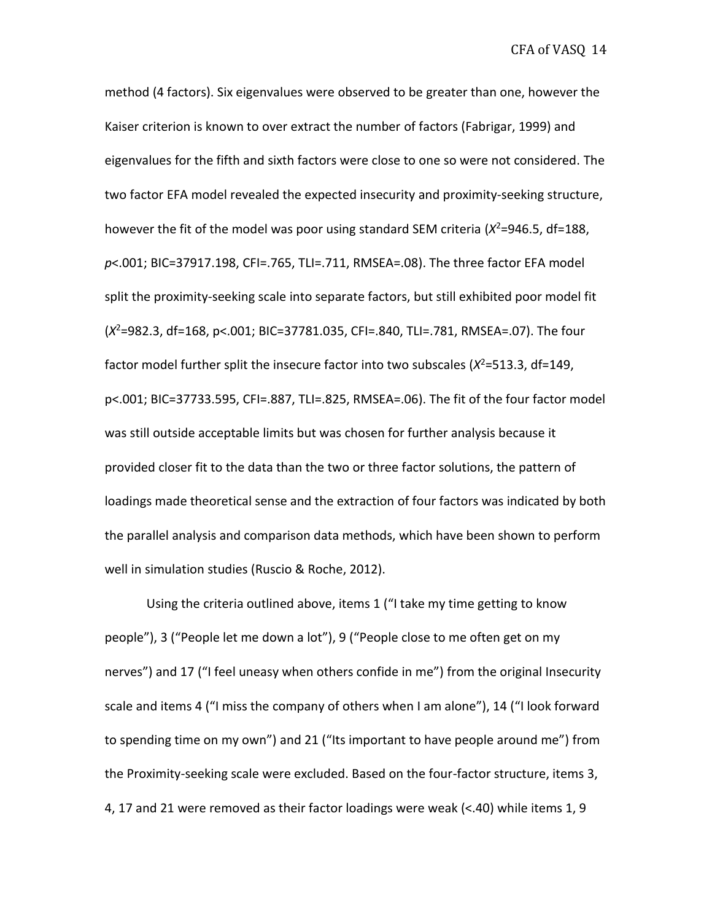method (4 factors). Six eigenvalues were observed to be greater than one, however the Kaiser criterion is known to over extract the number of factors (Fabrigar, 1999) and eigenvalues for the fifth and sixth factors were close to one so were not considered. The two factor EFA model revealed the expected insecurity and proximity-seeking structure, however the fit of the model was poor using standard SEM criteria ($X^2$=946.5, df=188, *p*<.001; BIC=37917.198, CFI=.765, TLI=.711, RMSEA=.08). The three factor EFA model split the proximity-seeking scale into separate factors, but still exhibited poor model fit ($X^2$=982.3, df=168, p<.001; BIC=37781.035, CFI=.840, TLI=.781, RMSEA=.07). The four factor model further split the insecure factor into two subscales ($X^2$=513.3, df=149, p<.001; BIC=37733.595, CFI=.887, TLI=.825, RMSEA=.06). The fit of the four factor model was still outside acceptable limits but was chosen for further analysis because it provided closer fit to the data than the two or three factor solutions, the pattern of loadings made theoretical sense and the extraction of four factors was indicated by both the parallel analysis and comparison data methods, which have been shown to perform well in simulation studies (Ruscio & Roche, 2012).

Using the criteria outlined above, items 1 ("I take my time getting to know people"), 3 ("People let me down a lot"), 9 ("People close to me often get on my nerves") and 17 ("I feel uneasy when others confide in me") from the original Insecurity scale and items 4 ("I miss the company of others when I am alone"), 14 ("I look forward to spending time on my own") and 21 ("Its important to have people around me") from the Proximity-seeking scale were excluded. Based on the four-factor structure, items 3, 4, 17 and 21 were removed as their factor loadings were weak (<.40) while items 1, 9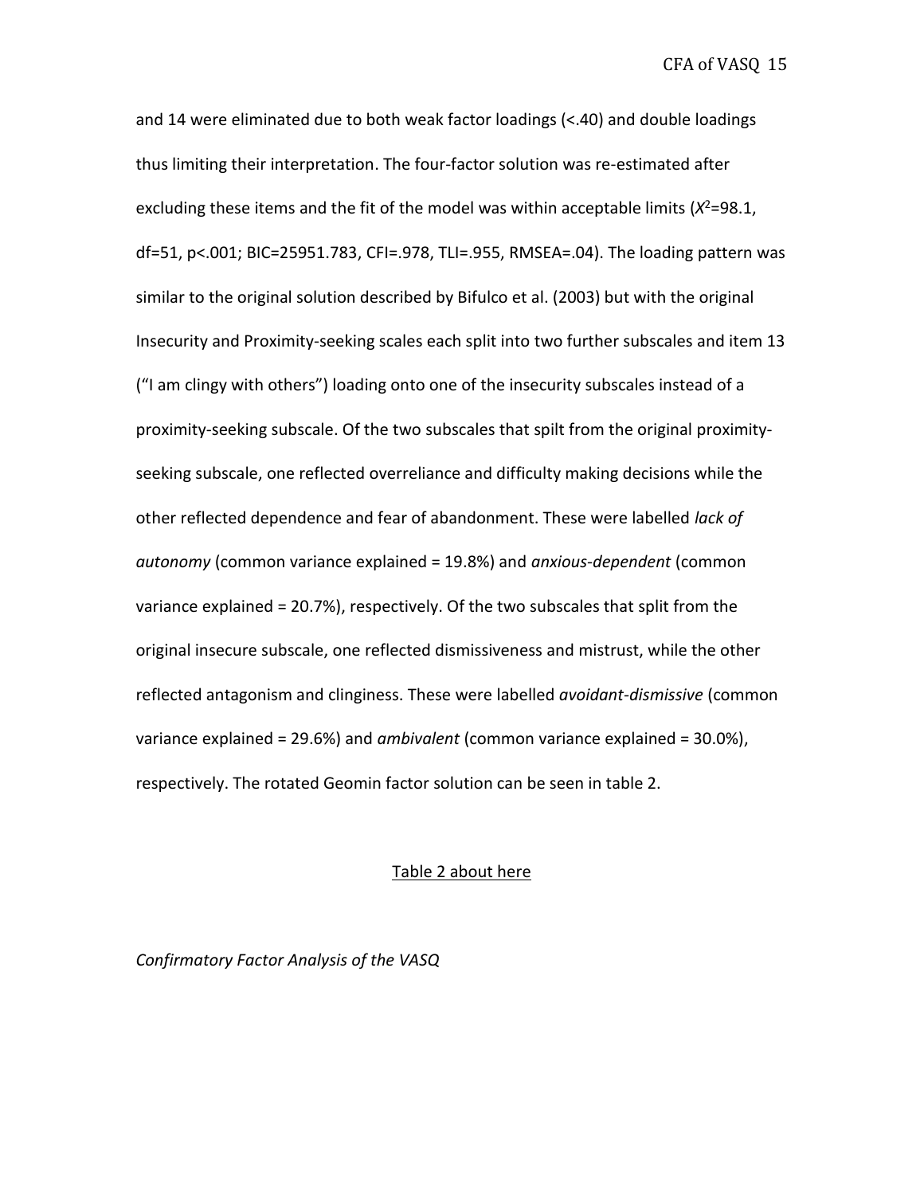and 14 were eliminated due to both weak factor loadings (<.40) and double loadings thus limiting their interpretation. The four-factor solution was re-estimated after excluding these items and the fit of the model was within acceptable limits ($X^2$=98.1, df=51, p<.001; BIC=25951.783, CFI=.978, TLI=.955, RMSEA=.04). The loading pattern was similar to the original solution described by Bifulco et al. (2003) but with the original Insecurity and Proximity-seeking scales each split into two further subscales and item 13 ("I am clingy with others") loading onto one of the insecurity subscales instead of a proximity-seeking subscale. Of the two subscales that spilt from the original proximity-seeking subscale, one reflected overreliance and difficulty making decisions while the other reflected dependence and fear of abandonment. These were labelled *lack of autonomy* (common variance explained = 19.8%) and *anxious-dependent* (common variance explained = 20.7%), respectively. Of the two subscales that split from the original insecure subscale, one reflected dismissiveness and mistrust, while the other reflected antagonism and clinginess. These were labelled *avoidant-dismissive* (common variance explained = 29.6%) and *ambivalent* (common variance explained = 30.0%), respectively. The rotated Geomin factor solution can be seen in table 2.

Table 2 about here

*Confirmatory Factor Analysis of the VASQ*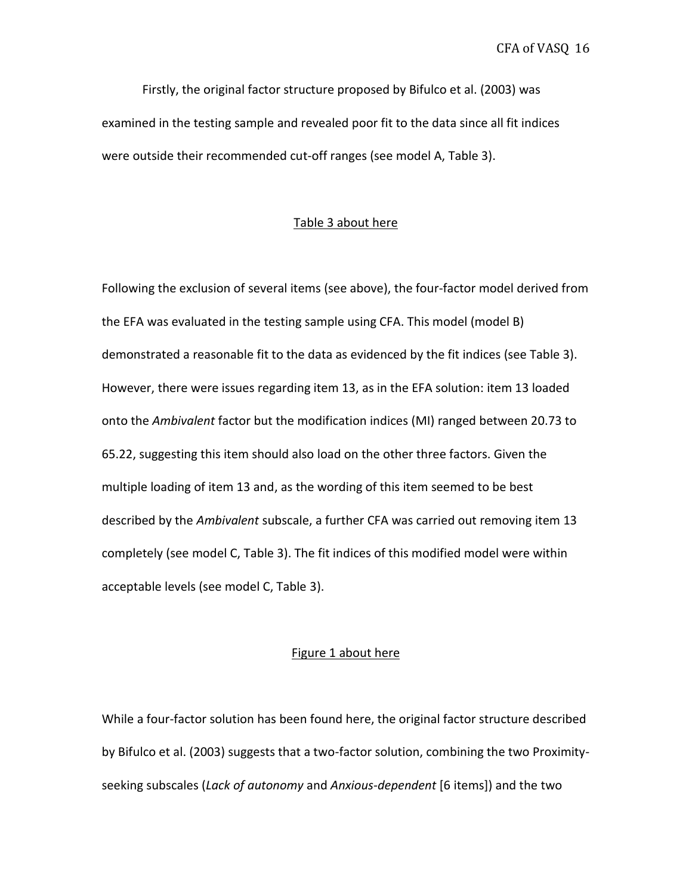Firstly, the original factor structure proposed by Bifulco et al. (2003) was examined in the testing sample and revealed poor fit to the data since all fit indices were outside their recommended cut-off ranges (see model A, Table 3).

Table 3 about here

Following the exclusion of several items (see above), the four-factor model derived from the EFA was evaluated in the testing sample using CFA. This model (model B) demonstrated a reasonable fit to the data as evidenced by the fit indices (see Table 3). However, there were issues regarding item 13, as in the EFA solution: item 13 loaded onto the *Ambivalent* factor but the modification indices (MI) ranged between 20.73 to 65.22, suggesting this item should also load on the other three factors. Given the multiple loading of item 13 and, as the wording of this item seemed to be best described by the *Ambivalent* subscale, a further CFA was carried out removing item 13 completely (see model C, Table 3). The fit indices of this modified model were within acceptable levels (see model C, Table 3).

Figure 1 about here

While a four-factor solution has been found here, the original factor structure described by Bifulco et al. (2003) suggests that a two-factor solution, combining the two Proximity-seeking subscales (*Lack of autonomy* and *Anxious-dependent* [6 items]) and the two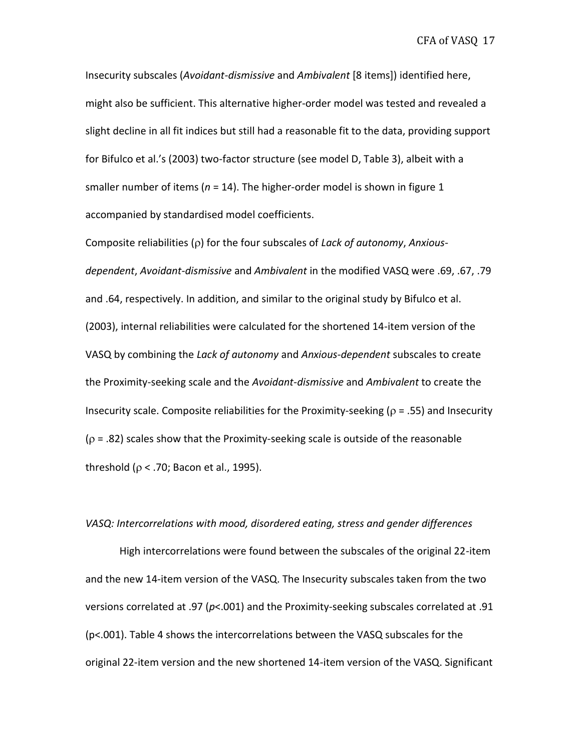Insecurity subscales (*Avoidant-dismissive* and *Ambivalent* [8 items]) identified here, might also be sufficient. This alternative higher-order model was tested and revealed a slight decline in all fit indices but still had a reasonable fit to the data, providing support for Bifulco et al.'s (2003) two-factor structure (see model D, Table 3), albeit with a smaller number of items ($n$ = 14). The higher-order model is shown in figure 1 accompanied by standardised model coefficients.

Composite reliabilities ($\rho$) for the four subscales of *Lack of autonomy*, *Anxious-dependent*, *Avoidant-dismissive* and *Ambivalent* in the modified VASQ were .69, .67, .79 and .64, respectively. In addition, and similar to the original study by Bifulco et al. (2003), internal reliabilities were calculated for the shortened 14-item version of the VASQ by combining the *Lack of autonomy* and *Anxious-dependent* subscales to create the Proximity-seeking scale and the *Avoidant-dismissive* and *Ambivalent* to create the Insecurity scale. Composite reliabilities for the Proximity-seeking ($\rho$ = .55) and Insecurity ($\rho$ = .82) scales show that the Proximity-seeking scale is outside of the reasonable threshold ($\rho$ < .70; Bacon et al., 1995).

*VASQ: Intercorrelations with mood, disordered eating, stress and gender differences*

High intercorrelations were found between the subscales of the original 22-item and the new 14-item version of the VASQ. The Insecurity subscales taken from the two versions correlated at .97 ($p$<.001) and the Proximity-seeking subscales correlated at .91 (p<.001). Table 4 shows the intercorrelations between the VASQ subscales for the original 22-item version and the new shortened 14-item version of the VASQ. Significant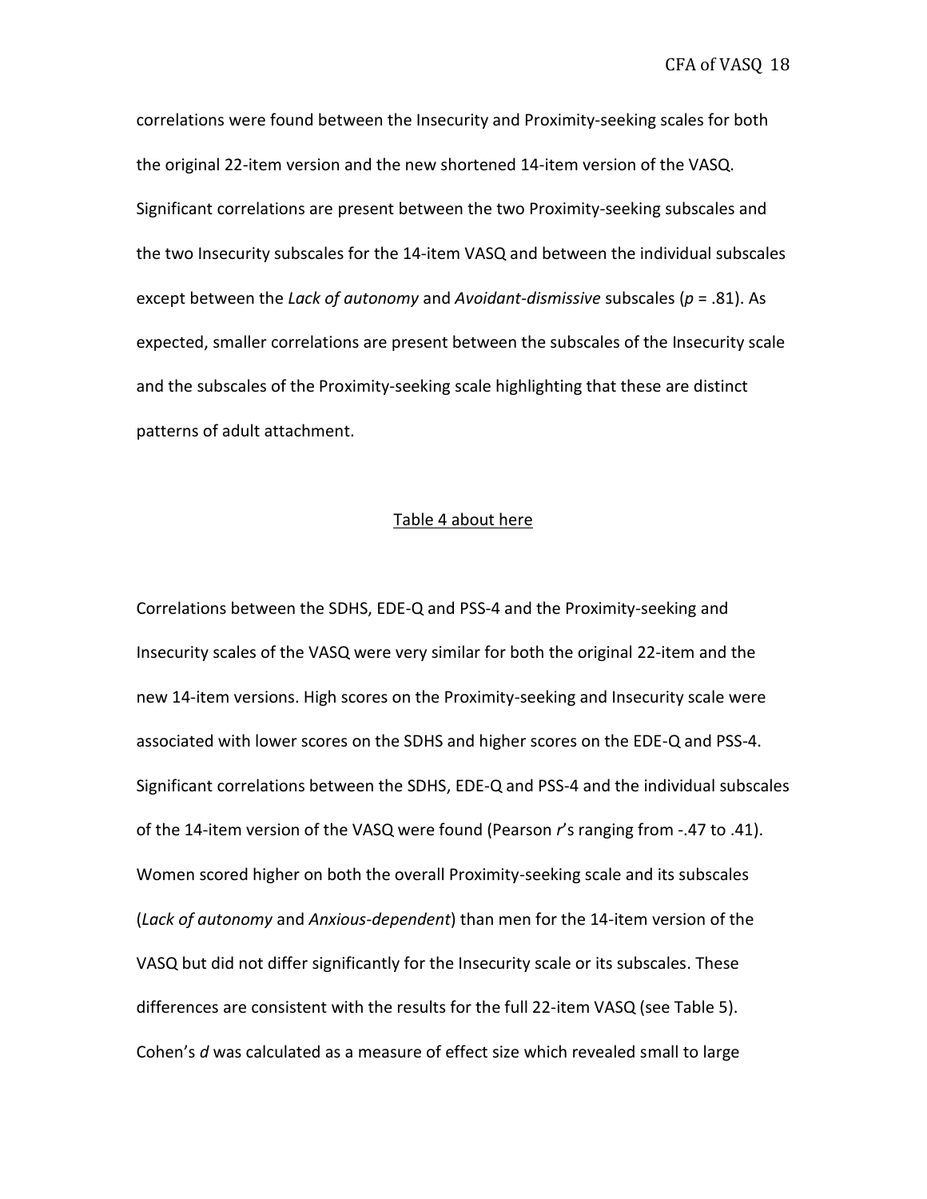correlations were found between the Insecurity and Proximity-seeking scales for both the original 22-item version and the new shortened 14-item version of the VASQ. Significant correlations are present between the two Proximity-seeking subscales and the two Insecurity subscales for the 14-item VASQ and between the individual subscales except between the *Lack of autonomy* and *Avoidant-dismissive* subscales ($p$ = .81). As expected, smaller correlations are present between the subscales of the Insecurity scale and the subscales of the Proximity-seeking scale highlighting that these are distinct patterns of adult attachment.

Table 4 about here

Correlations between the SDHS, EDE-Q and PSS-4 and the Proximity-seeking and Insecurity scales of the VASQ were very similar for both the original 22-item and the new 14-item versions. High scores on the Proximity-seeking and Insecurity scale were associated with lower scores on the SDHS and higher scores on the EDE-Q and PSS-4. Significant correlations between the SDHS, EDE-Q and PSS-4 and the individual subscales of the 14-item version of the VASQ were found (Pearson $r$'s ranging from -.47 to .41). Women scored higher on both the overall Proximity-seeking scale and its subscales (*Lack of autonomy* and *Anxious-dependent*) than men for the 14-item version of the VASQ but did not differ significantly for the Insecurity scale or its subscales. These differences are consistent with the results for the full 22-item VASQ (see Table 5). Cohen's $d$ was calculated as a measure of effect size which revealed small to large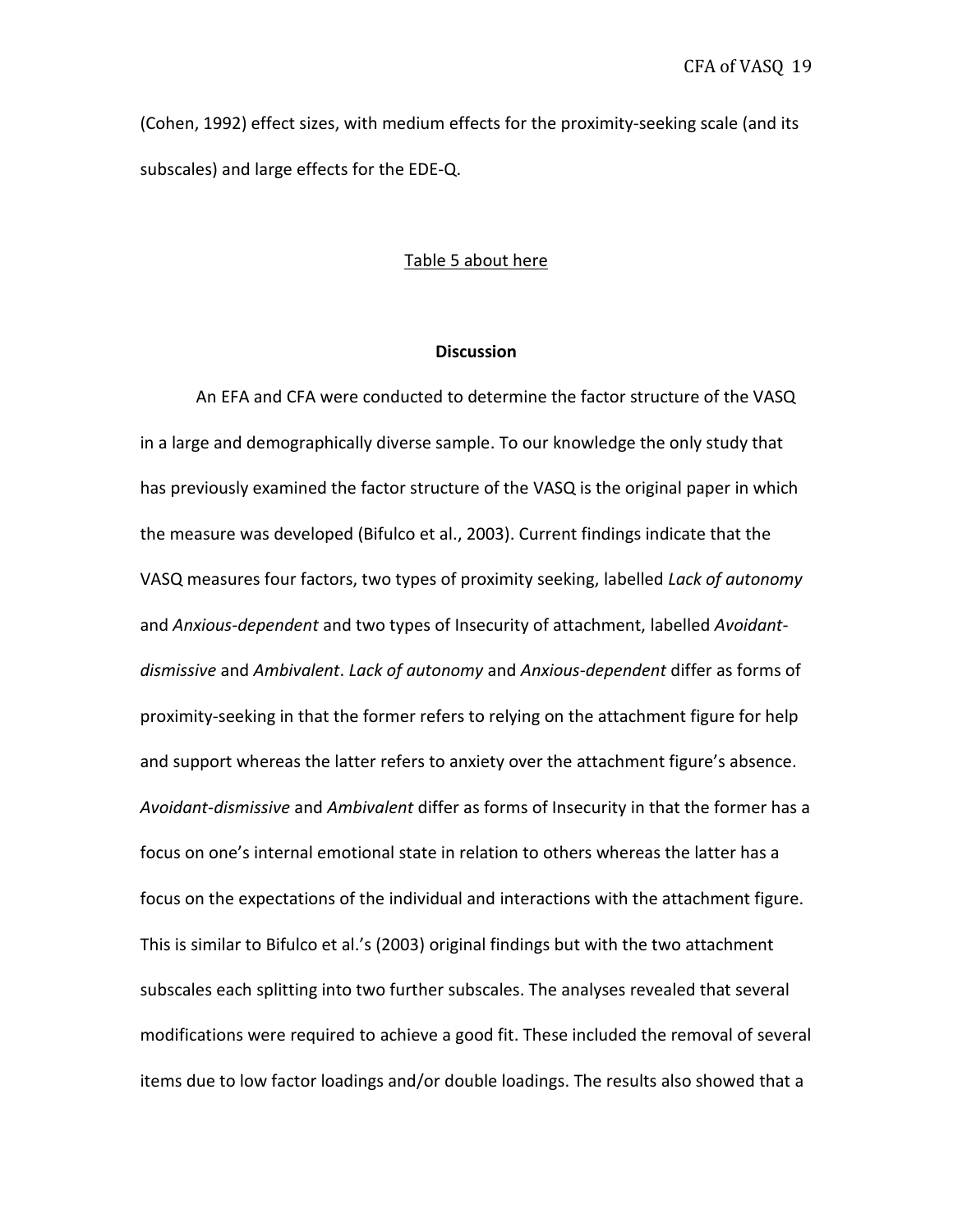(Cohen, 1992) effect sizes, with medium effects for the proximity-seeking scale (and its subscales) and large effects for the EDE-Q.

Table 5 about here

## Discussion

An EFA and CFA were conducted to determine the factor structure of the VASQ in a large and demographically diverse sample. To our knowledge the only study that has previously examined the factor structure of the VASQ is the original paper in which the measure was developed (Bifulco et al., 2003). Current findings indicate that the VASQ measures four factors, two types of proximity seeking, labelled *Lack of autonomy* and *Anxious-dependent* and two types of Insecurity of attachment, labelled *Avoidant-dismissive* and *Ambivalent*. *Lack of autonomy* and *Anxious-dependent* differ as forms of proximity-seeking in that the former refers to relying on the attachment figure for help and support whereas the latter refers to anxiety over the attachment figure's absence. *Avoidant-dismissive* and *Ambivalent* differ as forms of Insecurity in that the former has a focus on one's internal emotional state in relation to others whereas the latter has a focus on the expectations of the individual and interactions with the attachment figure. This is similar to Bifulco et al.'s (2003) original findings but with the two attachment subscales each splitting into two further subscales. The analyses revealed that several modifications were required to achieve a good fit. These included the removal of several items due to low factor loadings and/or double loadings. The results also showed that a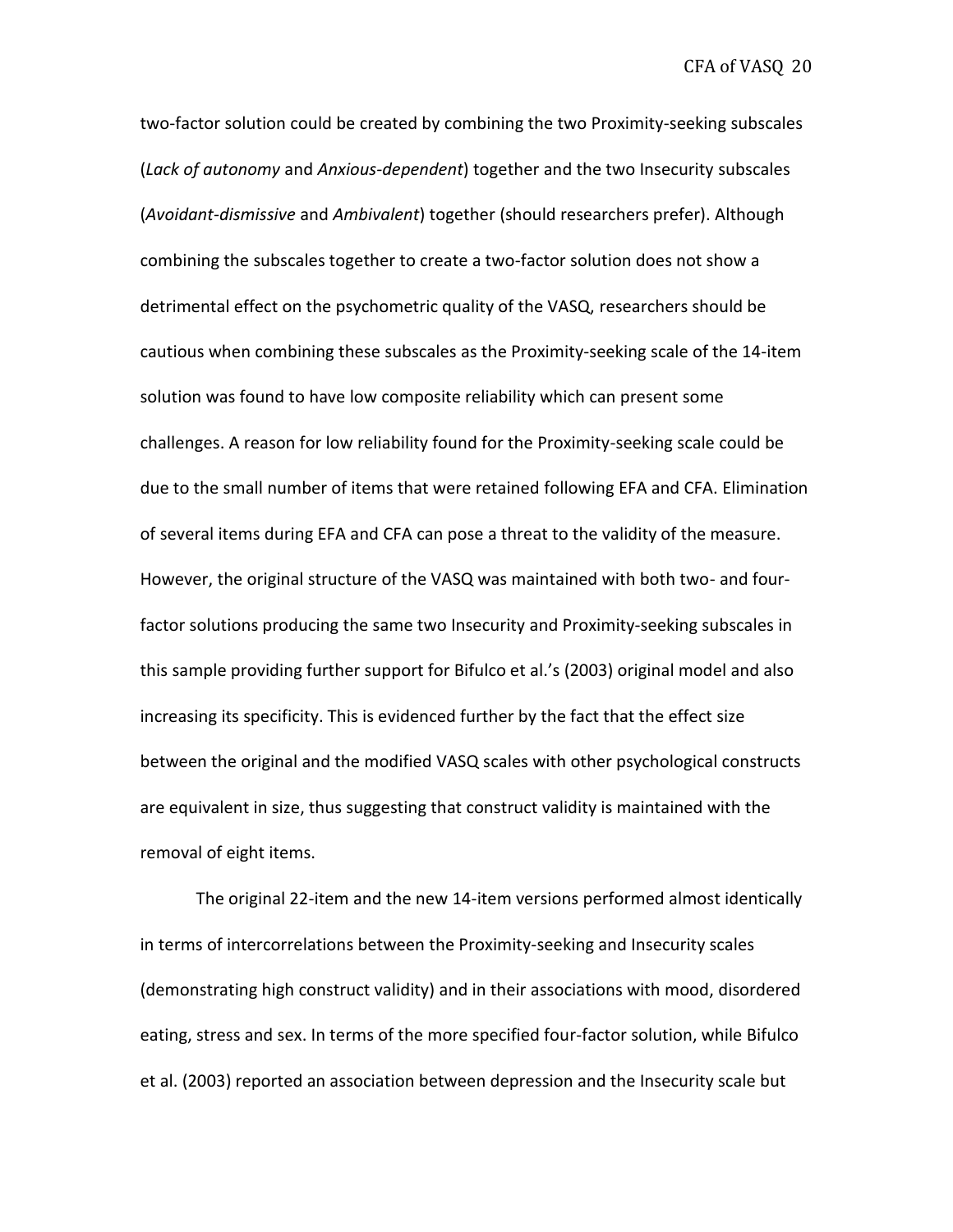two-factor solution could be created by combining the two Proximity-seeking subscales (*Lack of autonomy* and *Anxious-dependent*) together and the two Insecurity subscales (*Avoidant-dismissive* and *Ambivalent*) together (should researchers prefer). Although combining the subscales together to create a two-factor solution does not show a detrimental effect on the psychometric quality of the VASQ, researchers should be cautious when combining these subscales as the Proximity-seeking scale of the 14-item solution was found to have low composite reliability which can present some challenges. A reason for low reliability found for the Proximity-seeking scale could be due to the small number of items that were retained following EFA and CFA. Elimination of several items during EFA and CFA can pose a threat to the validity of the measure. However, the original structure of the VASQ was maintained with both two- and four-factor solutions producing the same two Insecurity and Proximity-seeking subscales in this sample providing further support for Bifulco et al.'s (2003) original model and also increasing its specificity. This is evidenced further by the fact that the effect size between the original and the modified VASQ scales with other psychological constructs are equivalent in size, thus suggesting that construct validity is maintained with the removal of eight items.

The original 22-item and the new 14-item versions performed almost identically in terms of intercorrelations between the Proximity-seeking and Insecurity scales (demonstrating high construct validity) and in their associations with mood, disordered eating, stress and sex. In terms of the more specified four-factor solution, while Bifulco et al. (2003) reported an association between depression and the Insecurity scale but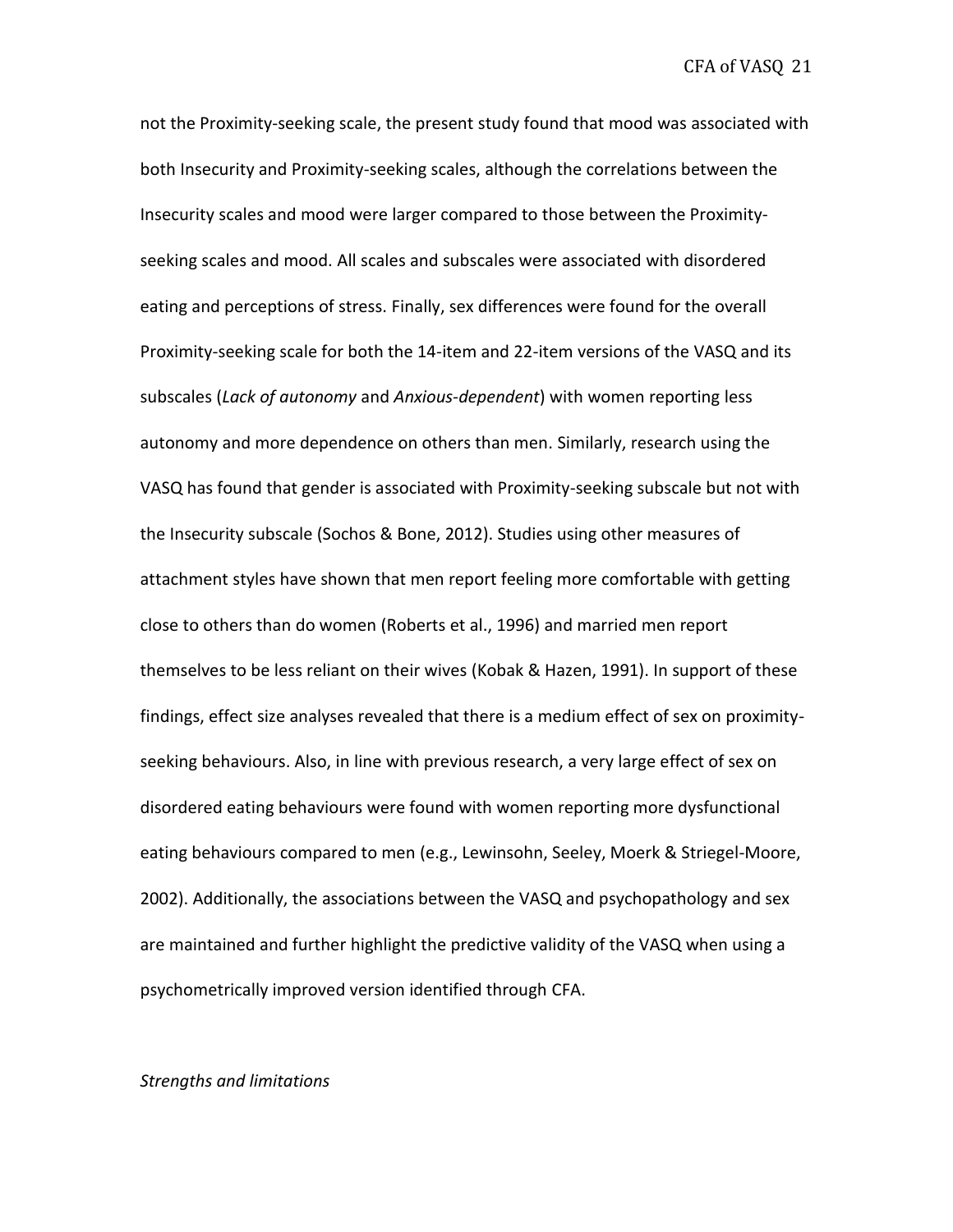not the Proximity-seeking scale, the present study found that mood was associated with both Insecurity and Proximity-seeking scales, although the correlations between the Insecurity scales and mood were larger compared to those between the Proximity-seeking scales and mood. All scales and subscales were associated with disordered eating and perceptions of stress. Finally, sex differences were found for the overall Proximity-seeking scale for both the 14-item and 22-item versions of the VASQ and its subscales (*Lack of autonomy* and *Anxious-dependent*) with women reporting less autonomy and more dependence on others than men. Similarly, research using the VASQ has found that gender is associated with Proximity-seeking subscale but not with the Insecurity subscale (Sochos & Bone, 2012). Studies using other measures of attachment styles have shown that men report feeling more comfortable with getting close to others than do women (Roberts et al., 1996) and married men report themselves to be less reliant on their wives (Kobak & Hazen, 1991). In support of these findings, effect size analyses revealed that there is a medium effect of sex on proximity-seeking behaviours. Also, in line with previous research, a very large effect of sex on disordered eating behaviours were found with women reporting more dysfunctional eating behaviours compared to men (e.g., Lewinsohn, Seeley, Moerk & Striegel-Moore, 2002). Additionally, the associations between the VASQ and psychopathology and sex are maintained and further highlight the predictive validity of the VASQ when using a psychometrically improved version identified through CFA.

*Strengths and limitations*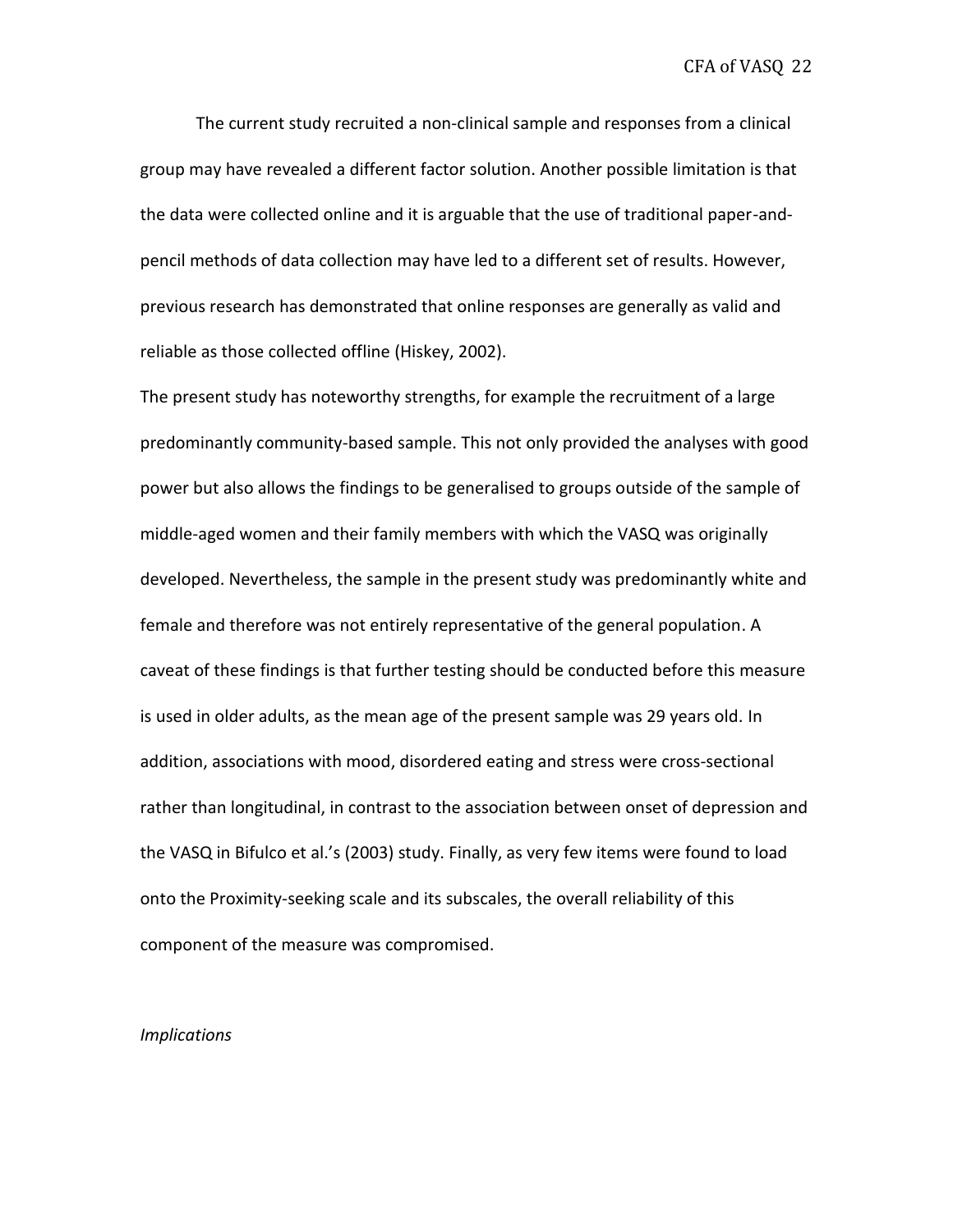The current study recruited a non-clinical sample and responses from a clinical group may have revealed a different factor solution. Another possible limitation is that the data were collected online and it is arguable that the use of traditional paper-and-pencil methods of data collection may have led to a different set of results. However, previous research has demonstrated that online responses are generally as valid and reliable as those collected offline (Hiskey, 2002).

The present study has noteworthy strengths, for example the recruitment of a large predominantly community-based sample. This not only provided the analyses with good power but also allows the findings to be generalised to groups outside of the sample of middle-aged women and their family members with which the VASQ was originally developed. Nevertheless, the sample in the present study was predominantly white and female and therefore was not entirely representative of the general population. A caveat of these findings is that further testing should be conducted before this measure is used in older adults, as the mean age of the present sample was 29 years old. In addition, associations with mood, disordered eating and stress were cross-sectional rather than longitudinal, in contrast to the association between onset of depression and the VASQ in Bifulco et al.'s (2003) study. Finally, as very few items were found to load onto the Proximity-seeking scale and its subscales, the overall reliability of this component of the measure was compromised.

*Implications*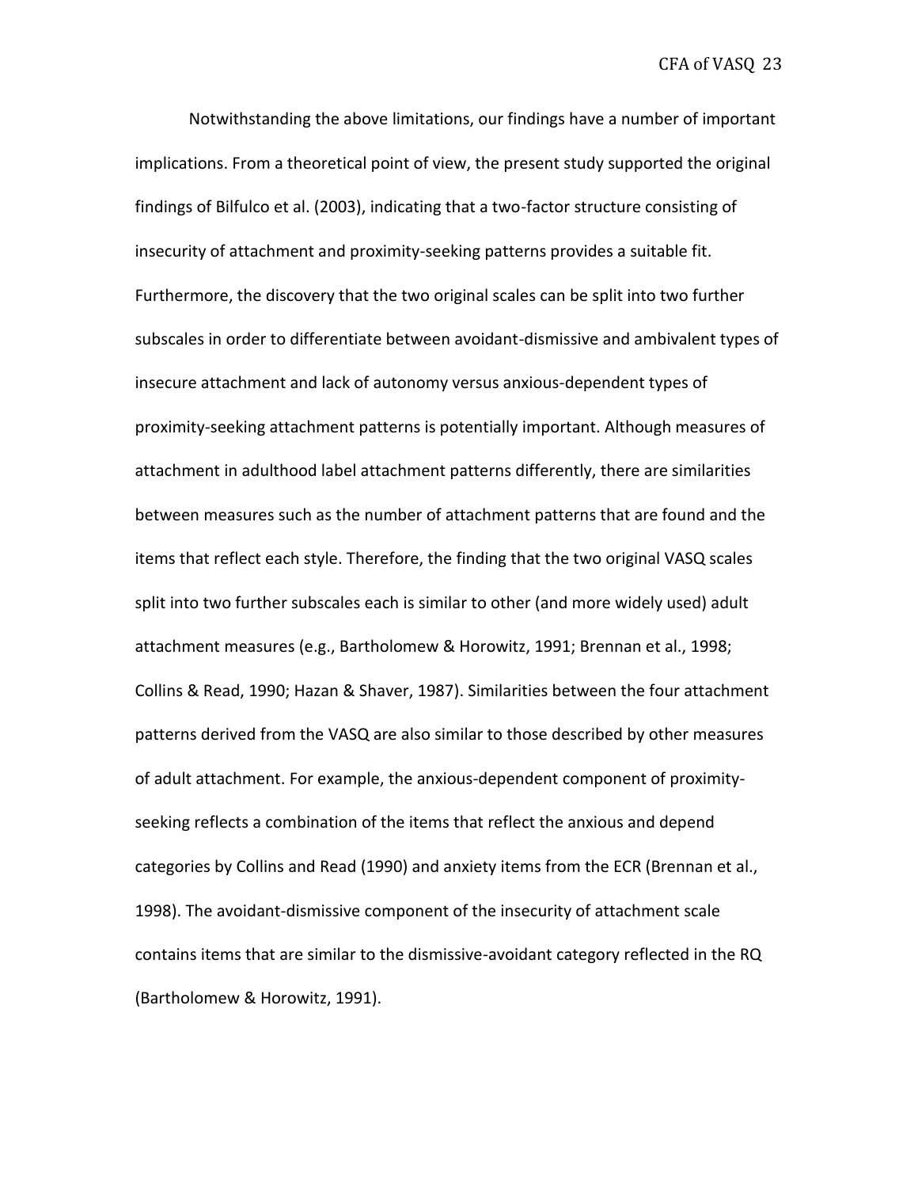Notwithstanding the above limitations, our findings have a number of important implications. From a theoretical point of view, the present study supported the original findings of Bilfulco et al. (2003), indicating that a two-factor structure consisting of insecurity of attachment and proximity-seeking patterns provides a suitable fit. Furthermore, the discovery that the two original scales can be split into two further subscales in order to differentiate between avoidant-dismissive and ambivalent types of insecure attachment and lack of autonomy versus anxious-dependent types of proximity-seeking attachment patterns is potentially important. Although measures of attachment in adulthood label attachment patterns differently, there are similarities between measures such as the number of attachment patterns that are found and the items that reflect each style. Therefore, the finding that the two original VASQ scales split into two further subscales each is similar to other (and more widely used) adult attachment measures (e.g., Bartholomew & Horowitz, 1991; Brennan et al., 1998; Collins & Read, 1990; Hazan & Shaver, 1987). Similarities between the four attachment patterns derived from the VASQ are also similar to those described by other measures of adult attachment. For example, the anxious-dependent component of proximity-seeking reflects a combination of the items that reflect the anxious and depend categories by Collins and Read (1990) and anxiety items from the ECR (Brennan et al., 1998). The avoidant-dismissive component of the insecurity of attachment scale contains items that are similar to the dismissive-avoidant category reflected in the RQ (Bartholomew & Horowitz, 1991).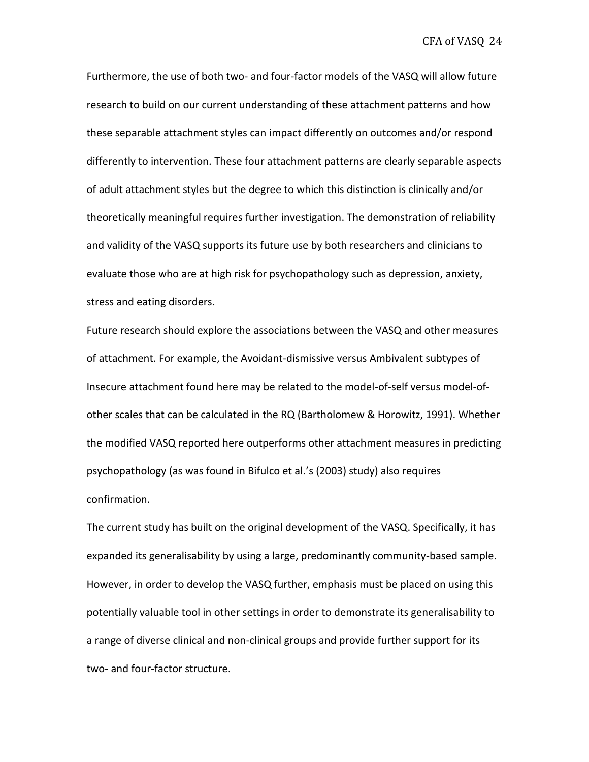Furthermore, the use of both two- and four-factor models of the VASQ will allow future research to build on our current understanding of these attachment patterns and how these separable attachment styles can impact differently on outcomes and/or respond differently to intervention. These four attachment patterns are clearly separable aspects of adult attachment styles but the degree to which this distinction is clinically and/or theoretically meaningful requires further investigation. The demonstration of reliability and validity of the VASQ supports its future use by both researchers and clinicians to evaluate those who are at high risk for psychopathology such as depression, anxiety, stress and eating disorders.

Future research should explore the associations between the VASQ and other measures of attachment. For example, the Avoidant-dismissive versus Ambivalent subtypes of Insecure attachment found here may be related to the model-of-self versus model-of-other scales that can be calculated in the RQ (Bartholomew & Horowitz, 1991). Whether the modified VASQ reported here outperforms other attachment measures in predicting psychopathology (as was found in Bifulco et al.'s (2003) study) also requires confirmation.

The current study has built on the original development of the VASQ. Specifically, it has expanded its generalisability by using a large, predominantly community-based sample. However, in order to develop the VASQ further, emphasis must be placed on using this potentially valuable tool in other settings in order to demonstrate its generalisability to a range of diverse clinical and non-clinical groups and provide further support for its two- and four-factor structure.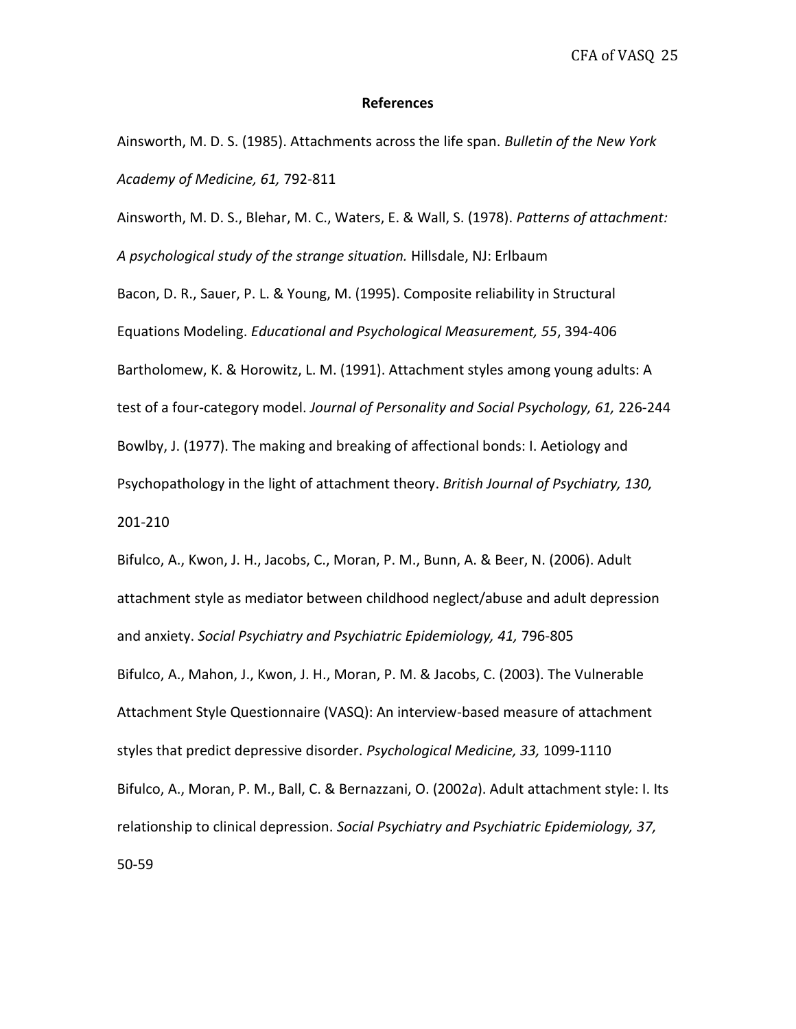## References

Ainsworth, M. D. S. (1985). Attachments across the life span. *Bulletin of the New York Academy of Medicine, 61,* 792-811

Ainsworth, M. D. S., Blehar, M. C., Waters, E. & Wall, S. (1978). *Patterns of attachment: A psychological study of the strange situation.* Hillsdale, NJ: Erlbaum

Bacon, D. R., Sauer, P. L. & Young, M. (1995). Composite reliability in Structural Equations Modeling. *Educational and Psychological Measurement, 55*, 394-406

Bartholomew, K. & Horowitz, L. M. (1991). Attachment styles among young adults: A test of a four-category model. *Journal of Personality and Social Psychology, 61,* 226-244

Bowlby, J. (1977). The making and breaking of affectional bonds: I. Aetiology and Psychopathology in the light of attachment theory. *British Journal of Psychiatry, 130,* 201-210

Bifulco, A., Kwon, J. H., Jacobs, C., Moran, P. M., Bunn, A. & Beer, N. (2006). Adult attachment style as mediator between childhood neglect/abuse and adult depression and anxiety. *Social Psychiatry and Psychiatric Epidemiology, 41,* 796-805

Bifulco, A., Mahon, J., Kwon, J. H., Moran, P. M. & Jacobs, C. (2003). The Vulnerable Attachment Style Questionnaire (VASQ): An interview-based measure of attachment styles that predict depressive disorder. *Psychological Medicine, 33,* 1099-1110

Bifulco, A., Moran, P. M., Ball, C. & Bernazzani, O. (2002*a*). Adult attachment style: I. Its relationship to clinical depression. *Social Psychiatry and Psychiatric Epidemiology, 37,* 50-59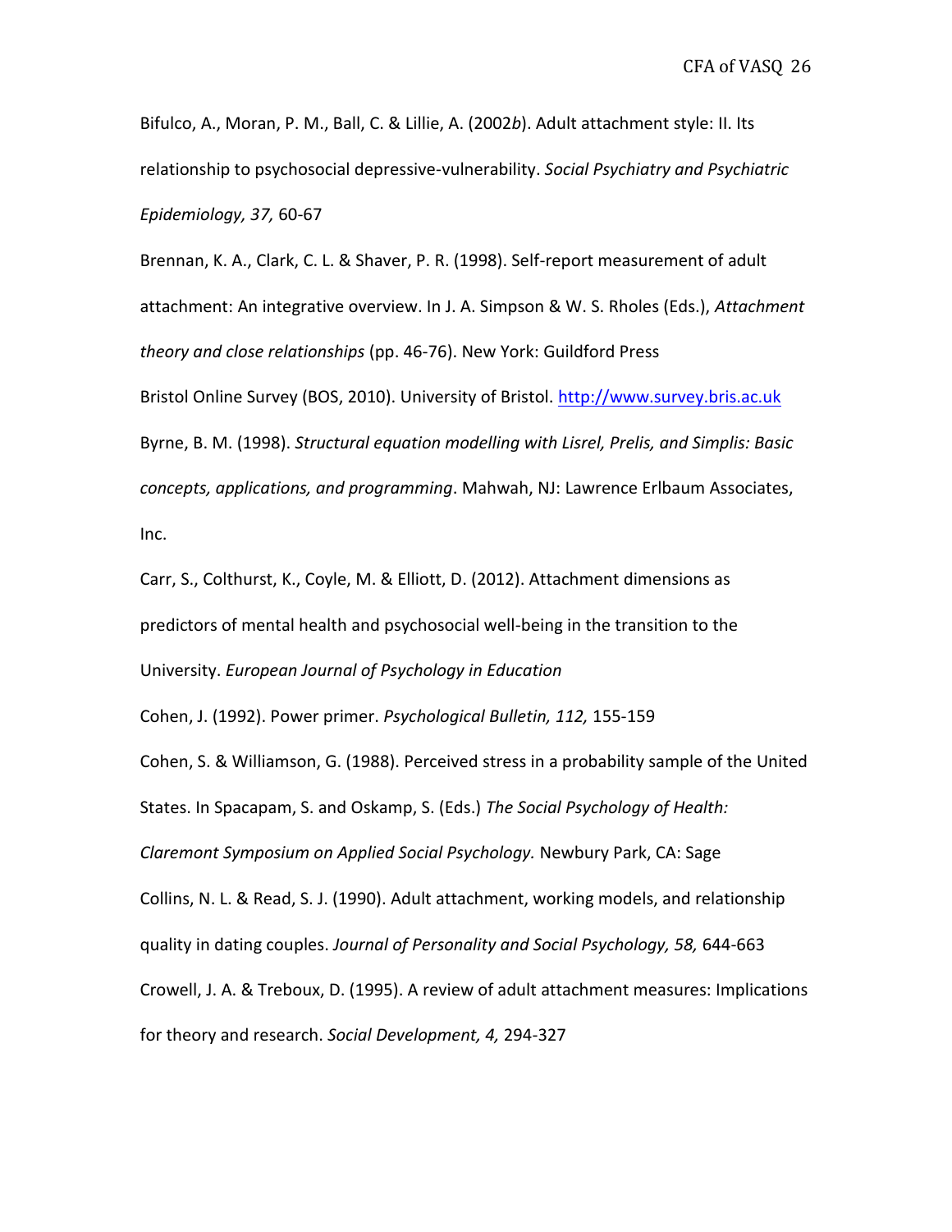Bifulco, A., Moran, P. M., Ball, C. & Lillie, A. (2002*b*). Adult attachment style: II. Its relationship to psychosocial depressive-vulnerability. *Social Psychiatry and Psychiatric Epidemiology, 37,* 60-67

Brennan, K. A., Clark, C. L. & Shaver, P. R. (1998). Self-report measurement of adult attachment: An integrative overview. In J. A. Simpson & W. S. Rholes (Eds.), *Attachment theory and close relationships* (pp. 46-76). New York: Guildford Press

Bristol Online Survey (BOS, 2010). University of Bristol. http://www.survey.bris.ac.uk

Byrne, B. M. (1998). *Structural equation modelling with Lisrel, Prelis, and Simplis: Basic concepts, applications, and programming*. Mahwah, NJ: Lawrence Erlbaum Associates, Inc.

Carr, S., Colthurst, K., Coyle, M. & Elliott, D. (2012). Attachment dimensions as predictors of mental health and psychosocial well-being in the transition to the University. *European Journal of Psychology in Education*

Cohen, J. (1992). Power primer. *Psychological Bulletin, 112,* 155-159

Cohen, S. & Williamson, G. (1988). Perceived stress in a probability sample of the United States. In Spacapam, S. and Oskamp, S. (Eds.) *The Social Psychology of Health: Claremont Symposium on Applied Social Psychology.* Newbury Park, CA: Sage

Collins, N. L. & Read, S. J. (1990). Adult attachment, working models, and relationship quality in dating couples. *Journal of Personality and Social Psychology, 58,* 644-663

Crowell, J. A. & Treboux, D. (1995). A review of adult attachment measures: Implications for theory and research. *Social Development, 4,* 294-327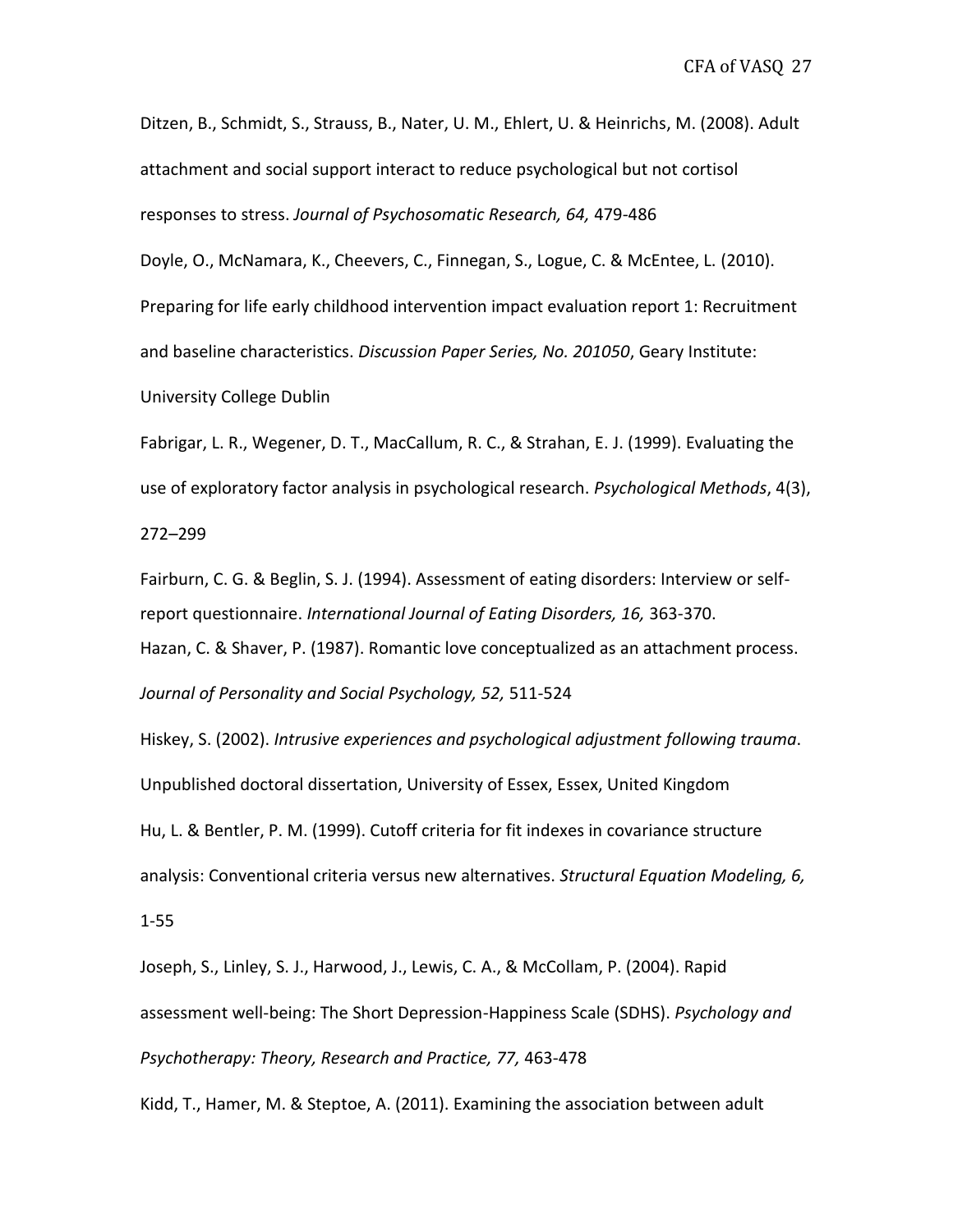Ditzen, B., Schmidt, S., Strauss, B., Nater, U. M., Ehlert, U. & Heinrichs, M. (2008). Adult attachment and social support interact to reduce psychological but not cortisol responses to stress. *Journal of Psychosomatic Research, 64,* 479-486

Doyle, O., McNamara, K., Cheevers, C., Finnegan, S., Logue, C. & McEntee, L. (2010). Preparing for life early childhood intervention impact evaluation report 1: Recruitment and baseline characteristics. *Discussion Paper Series, No. 201050*, Geary Institute: University College Dublin

Fabrigar, L. R., Wegener, D. T., MacCallum, R. C., & Strahan, E. J. (1999). Evaluating the use of exploratory factor analysis in psychological research. *Psychological Methods*, 4(3), 272–299

Fairburn, C. G. & Beglin, S. J. (1994). Assessment of eating disorders: Interview or self-report questionnaire. *International Journal of Eating Disorders, 16,* 363-370.

Hazan, C. & Shaver, P. (1987). Romantic love conceptualized as an attachment process. *Journal of Personality and Social Psychology, 52,* 511-524

Hiskey, S. (2002). *Intrusive experiences and psychological adjustment following trauma*. Unpublished doctoral dissertation, University of Essex, Essex, United Kingdom

Hu, L. & Bentler, P. M. (1999). Cutoff criteria for fit indexes in covariance structure analysis: Conventional criteria versus new alternatives. *Structural Equation Modeling, 6,* 1-55

Joseph, S., Linley, S. J., Harwood, J., Lewis, C. A., & McCollam, P. (2004). Rapid assessment well-being: The Short Depression-Happiness Scale (SDHS). *Psychology and Psychotherapy: Theory, Research and Practice, 77,* 463-478

Kidd, T., Hamer, M. & Steptoe, A. (2011). Examining the association between adult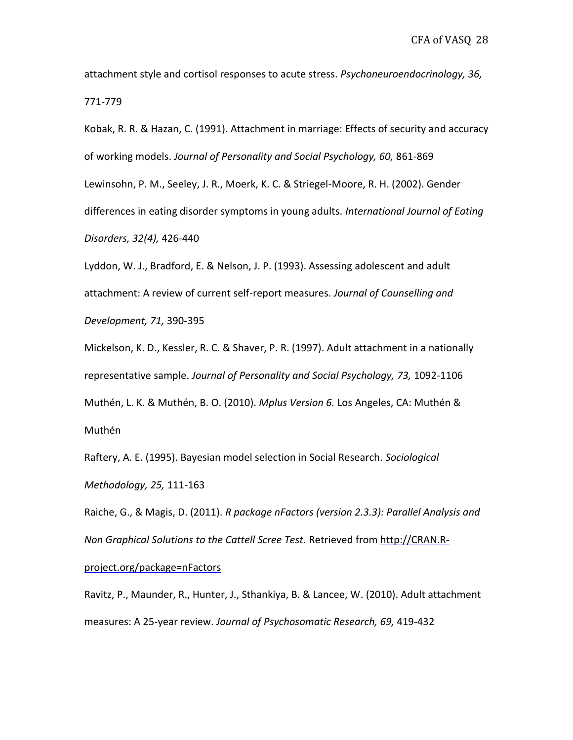attachment style and cortisol responses to acute stress. *Psychoneuroendocrinology, 36,* 771-779

Kobak, R. R. & Hazan, C. (1991). Attachment in marriage: Effects of security and accuracy of working models. *Journal of Personality and Social Psychology, 60,* 861-869

Lewinsohn, P. M., Seeley, J. R., Moerk, K. C. & Striegel-Moore, R. H. (2002). Gender differences in eating disorder symptoms in young adults. *International Journal of Eating Disorders, 32(4),* 426-440

Lyddon, W. J., Bradford, E. & Nelson, J. P. (1993). Assessing adolescent and adult attachment: A review of current self-report measures. *Journal of Counselling and Development, 71,* 390-395

Mickelson, K. D., Kessler, R. C. & Shaver, P. R. (1997). Adult attachment in a nationally representative sample. *Journal of Personality and Social Psychology, 73,* 1092-1106

Muthén, L. K. & Muthén, B. O. (2010). *Mplus Version 6.* Los Angeles, CA: Muthén & Muthén

Raftery, A. E. (1995). Bayesian model selection in Social Research. *Sociological Methodology, 25,* 111-163

Raiche, G., & Magis, D. (2011). *R package nFactors (version 2.3.3): Parallel Analysis and Non Graphical Solutions to the Cattell Scree Test.* Retrieved from http://CRAN.R-project.org/package=nFactors

Ravitz, P., Maunder, R., Hunter, J., Sthankiya, B. & Lancee, W. (2010). Adult attachment measures: A 25-year review. *Journal of Psychosomatic Research, 69,* 419-432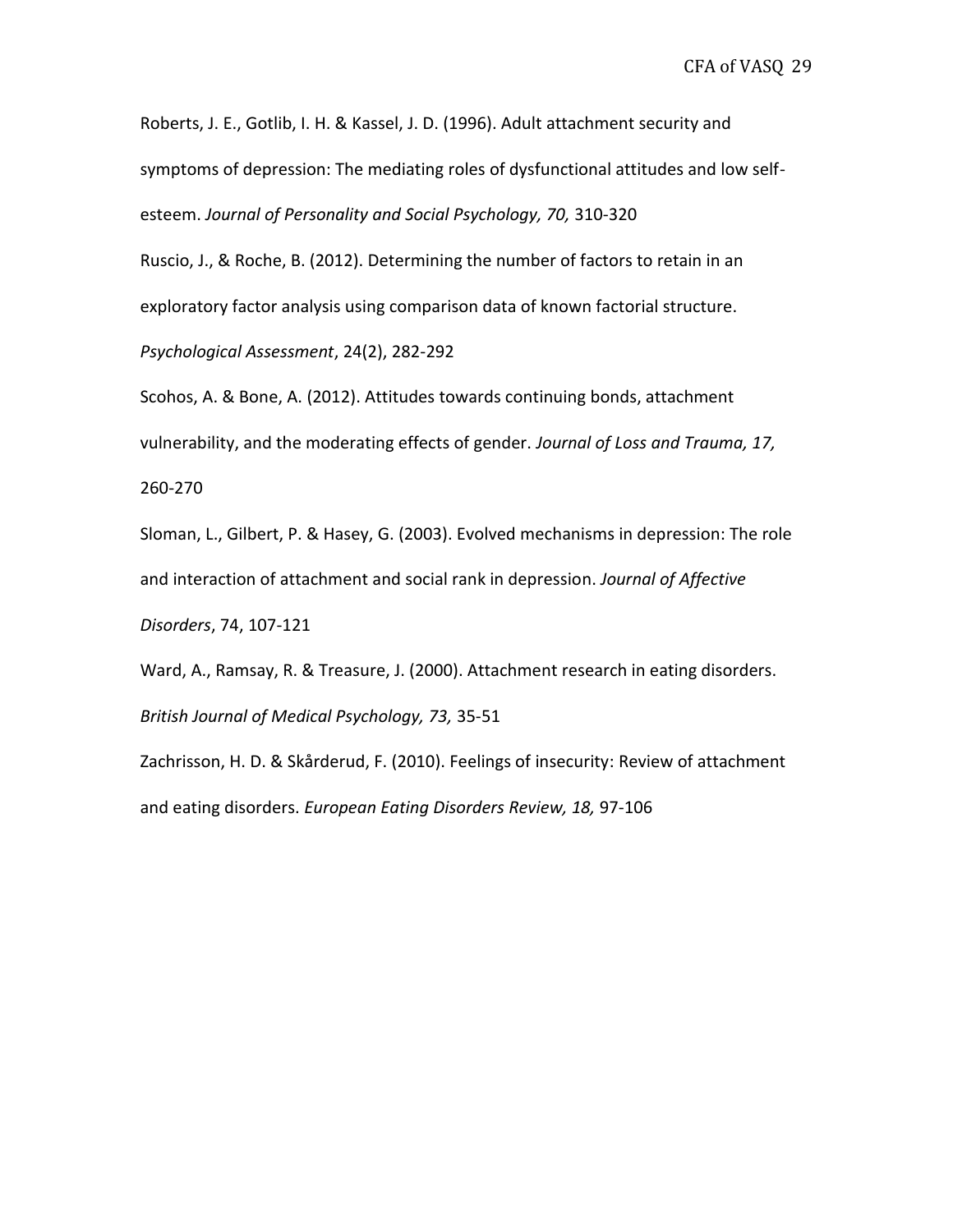Roberts, J. E., Gotlib, I. H. & Kassel, J. D. (1996). Adult attachment security and symptoms of depression: The mediating roles of dysfunctional attitudes and low self-esteem. *Journal of Personality and Social Psychology, 70,* 310-320

Ruscio, J., & Roche, B. (2012). Determining the number of factors to retain in an exploratory factor analysis using comparison data of known factorial structure. *Psychological Assessment*, 24(2), 282-292

Scohos, A. & Bone, A. (2012). Attitudes towards continuing bonds, attachment vulnerability, and the moderating effects of gender. *Journal of Loss and Trauma, 17,* 260-270

Sloman, L., Gilbert, P. & Hasey, G. (2003). Evolved mechanisms in depression: The role and interaction of attachment and social rank in depression. *Journal of Affective Disorders*, 74, 107-121

Ward, A., Ramsay, R. & Treasure, J. (2000). Attachment research in eating disorders. *British Journal of Medical Psychology, 73,* 35-51

Zachrisson, H. D. & Skårderud, F. (2010). Feelings of insecurity: Review of attachment and eating disorders. *European Eating Disorders Review, 18,* 97-106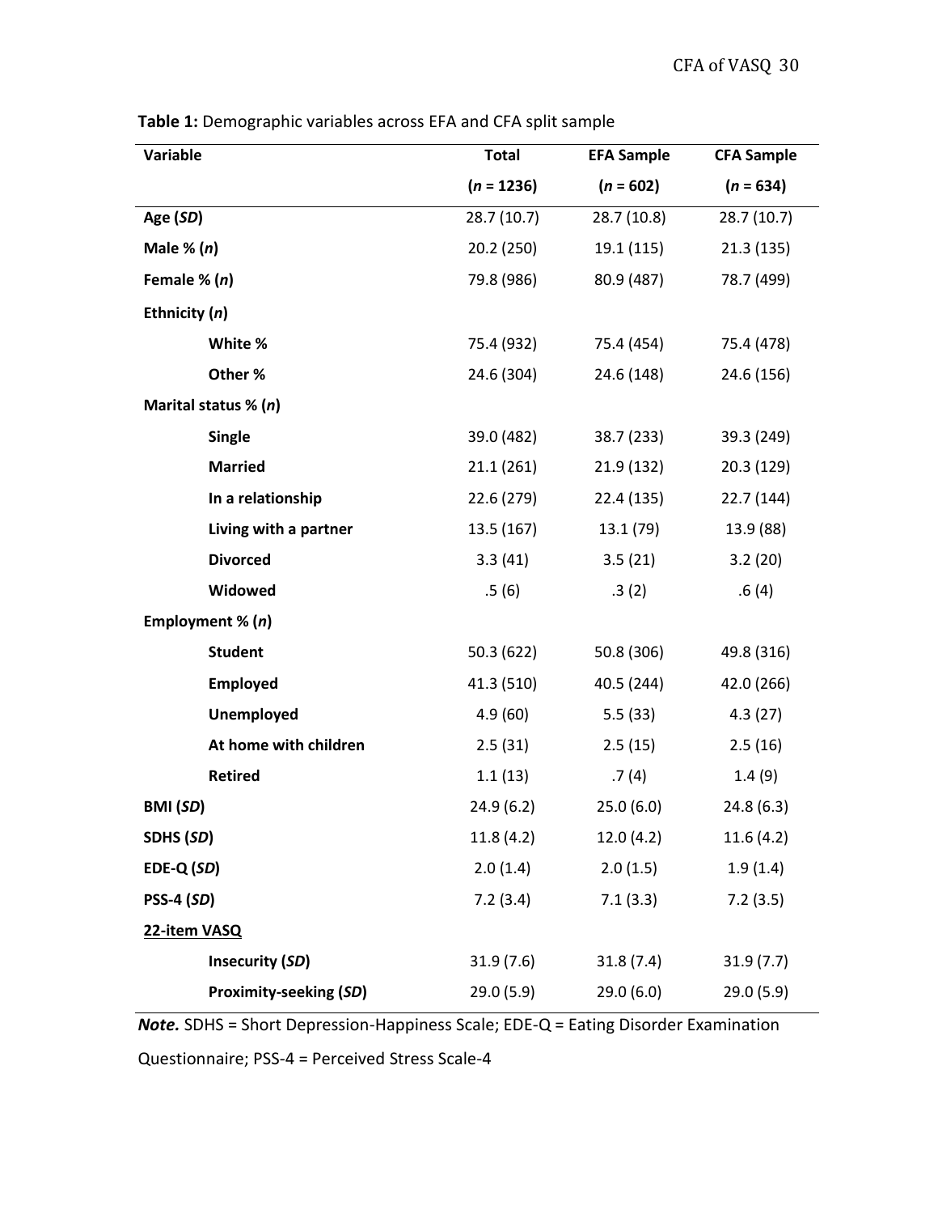**Table 1:** Demographic variables across EFA and CFA split sample

| Variable | Total ( $n$ = 1236) | EFA Sample ( $n$ = 602) | CFA Sample ( $n$ = 634) |
|---|---|---|---|
| **Age (*SD*)** | 28.7 (10.7) | 28.7 (10.8) | 28.7 (10.7) |
| **Male % (*n*)** | 20.2 (250) | 19.1 (115) | 21.3 (135) |
| **Female % (*n*)** | 79.8 (986) | 80.9 (487) | 78.7 (499) |
| **Ethnicity (*n*)** | | | |
| **White %** | 75.4 (932) | 75.4 (454) | 75.4 (478) |
| **Other %** | 24.6 (304) | 24.6 (148) | 24.6 (156) |
| **Marital status % (*n*)** | | | |
| **Single** | 39.0 (482) | 38.7 (233) | 39.3 (249) |
| **Married** | 21.1 (261) | 21.9 (132) | 20.3 (129) |
| **In a relationship** | 22.6 (279) | 22.4 (135) | 22.7 (144) |
| **Living with a partner** | 13.5 (167) | 13.1 (79) | 13.9 (88) |
| **Divorced** | 3.3 (41) | 3.5 (21) | 3.2 (20) |
| **Widowed** | .5 (6) | .3 (2) | .6 (4) |
| **Employment % (*n*)** | | | |
| **Student** | 50.3 (622) | 50.8 (306) | 49.8 (316) |
| **Employed** | 41.3 (510) | 40.5 (244) | 42.0 (266) |
| **Unemployed** | 4.9 (60) | 5.5 (33) | 4.3 (27) |
| **At home with children** | 2.5 (31) | 2.5 (15) | 2.5 (16) |
| **Retired** | 1.1 (13) | .7 (4) | 1.4 (9) |
| **BMI (*SD*)** | 24.9 (6.2) | 25.0 (6.0) | 24.8 (6.3) |
| **SDHS (*SD*)** | 11.8 (4.2) | 12.0 (4.2) | 11.6 (4.2) |
| **EDE-Q (*SD*)** | 2.0 (1.4) | 2.0 (1.5) | 1.9 (1.4) |
| **PSS-4 (*SD*)** | 7.2 (3.4) | 7.1 (3.3) | 7.2 (3.5) |
| **22-item VASQ** | | | |
| **Insecurity (*SD*)** | 31.9 (7.6) | 31.8 (7.4) | 31.9 (7.7) |
| **Proximity-seeking (*SD*)** | 29.0 (5.9) | 29.0 (6.0) | 29.0 (5.9) |

***Note.*** SDHS = Short Depression-Happiness Scale; EDE-Q = Eating Disorder Examination Questionnaire; PSS-4 = Perceived Stress Scale-4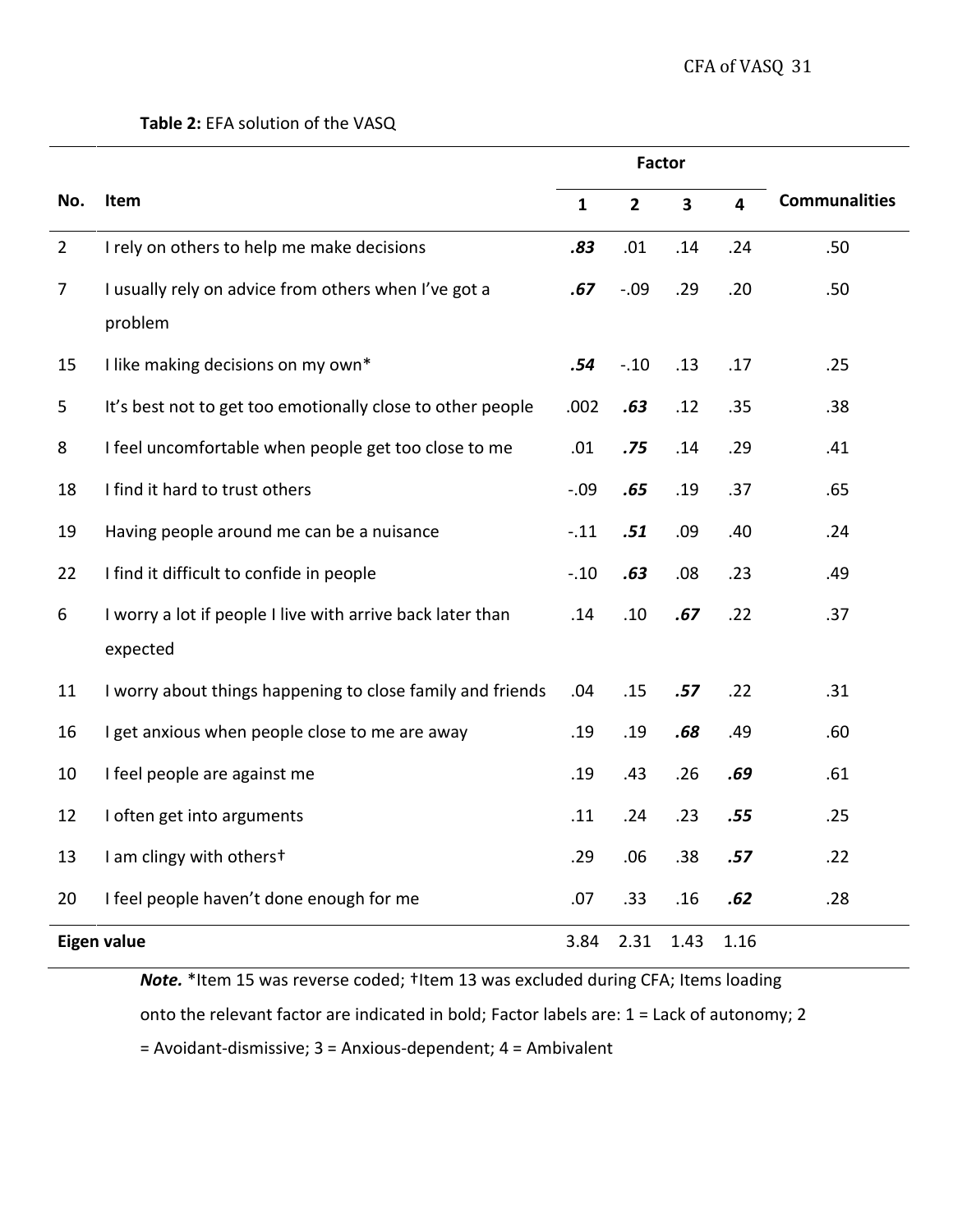**Table 2:** EFA solution of the VASQ

| No. | Item | Factor | | | | Communalities |
|---|---|---|---|---|---|---|
| | | 1 | 2 | 3 | 4 | |
| 2 | I rely on others to help me make decisions | ***.83*** | .01 | .14 | .24 | .50 |
| 7 | I usually rely on advice from others when I've got a problem | ***.67*** | -.09 | .29 | .20 | .50 |
| 15 | I like making decisions on my own* | ***.54*** | -.10 | .13 | .17 | .25 |
| 5 | It's best not to get too emotionally close to other people | .002 | ***.63*** | .12 | .35 | .38 |
| 8 | I feel uncomfortable when people get too close to me | .01 | ***.75*** | .14 | .29 | .41 |
| 18 | I find it hard to trust others | -.09 | ***.65*** | .19 | .37 | .65 |
| 19 | Having people around me can be a nuisance | -.11 | ***.51*** | .09 | .40 | .24 |
| 22 | I find it difficult to confide in people | -.10 | ***.63*** | .08 | .23 | .49 |
| 6 | I worry a lot if people I live with arrive back later than expected | .14 | .10 | ***.67*** | .22 | .37 |
| 11 | I worry about things happening to close family and friends | .04 | .15 | ***.57*** | .22 | .31 |
| 16 | I get anxious when people close to me are away | .19 | .19 | ***.68*** | .49 | .60 |
| 10 | I feel people are against me | .19 | .43 | .26 | ***.69*** | .61 |
| 12 | I often get into arguments | .11 | .24 | .23 | ***.55*** | .25 |
| 13 | I am clingy with others† | .29 | .06 | .38 | ***.57*** | .22 |
| 20 | I feel people haven't done enough for me | .07 | .33 | .16 | ***.62*** | .28 |
| **Eigen value** | | 3.84 | 2.31 | 1.43 | 1.16 | |

***Note.*** *Item 15 was reverse coded; †Item 13 was excluded during CFA; Items loading onto the relevant factor are indicated in bold; Factor labels are: 1 = Lack of autonomy; 2 = Avoidant-dismissive; 3 = Anxious-dependent; 4 = Ambivalent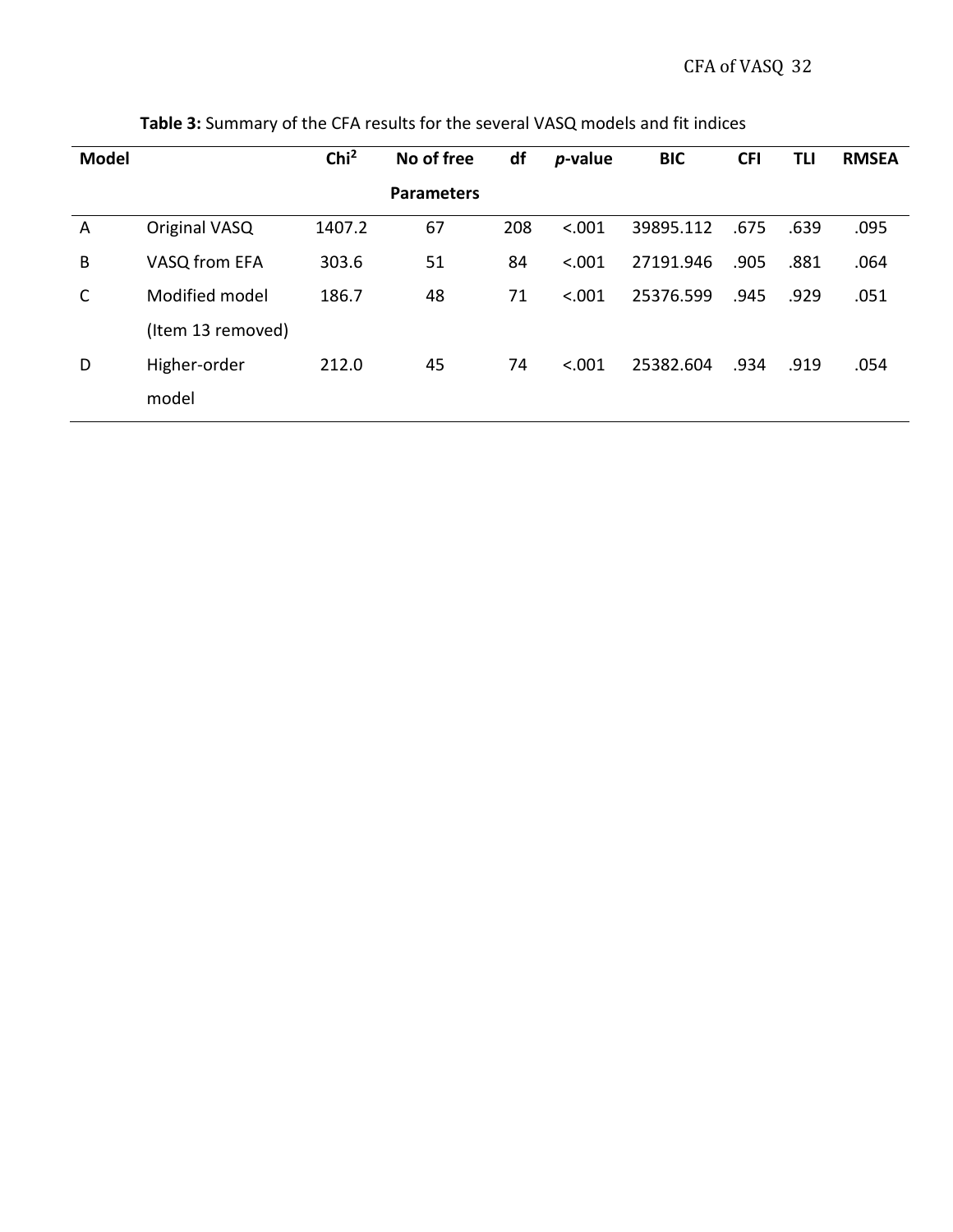**Table 3:** Summary of the CFA results for the several VASQ models and fit indices

| Model | | $Chi^2$ | No of free Parameters | df | *p*-value | BIC | CFI | TLI | RMSEA |
|---|---|---|---|---|---|---|---|---|---|
| A | Original VASQ | 1407.2 | 67 | 208 | <.001 | 39895.112 | .675 | .639 | .095 |
| B | VASQ from EFA | 303.6 | 51 | 84 | <.001 | 27191.946 | .905 | .881 | .064 |
| C | Modified model (Item 13 removed) | 186.7 | 48 | 71 | <.001 | 25376.599 | .945 | .929 | .051 |
| D | Higher-order model | 212.0 | 45 | 74 | <.001 | 25382.604 | .934 | .919 | .054 |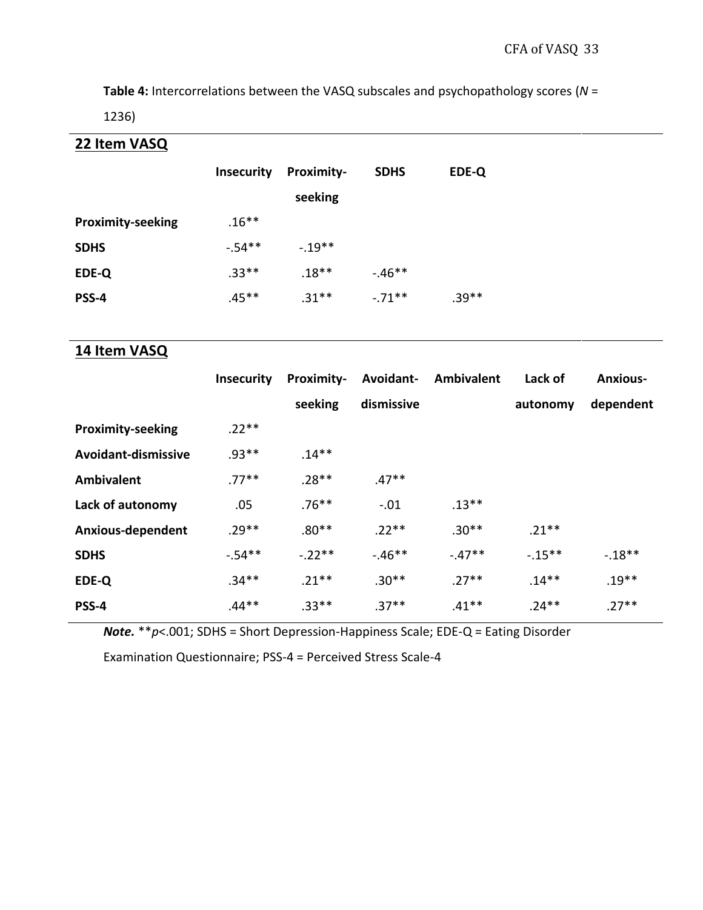**Table 4:** Intercorrelations between the VASQ subscales and psychopathology scores (*N* = 1236)

**22 Item VASQ**

| | Insecurity | Proximity-seeking | SDHS | EDE-Q |
|---|---|---|---|---|
| **Proximity-seeking** | .16** | | | |
| **SDHS** | -.54** | -.19** | | |
| **EDE-Q** | .33** | .18** | -.46** | |
| **PSS-4** | .45** | .31** | -.71** | .39** |

**14 Item VASQ**

| | Insecurity | Proximity-seeking | Avoidant-dismissive | Ambivalent | Lack of autonomy | Anxious-dependent |
|---|---|---|---|---|---|---|
| **Proximity-seeking** | .22** | | | | | |
| **Avoidant-dismissive** | .93** | .14** | | | | |
| **Ambivalent** | .77** | .28** | .47** | | | |
| **Lack of autonomy** | .05 | .76** | -.01 | .13** | | |
| **Anxious-dependent** | .29** | .80** | .22** | .30** | .21** | |
| **SDHS** | -.54** | -.22** | -.46** | -.47** | -.15** | -.18** |
| **EDE-Q** | .34** | .21** | .30** | .27** | .14** | .19** |
| **PSS-4** | .44** | .33** | .37** | .41** | .24** | .27** |

***Note.*** ***p*<.001; SDHS = Short Depression-Happiness Scale; EDE-Q = Eating Disorder Examination Questionnaire; PSS-4 = Perceived Stress Scale-4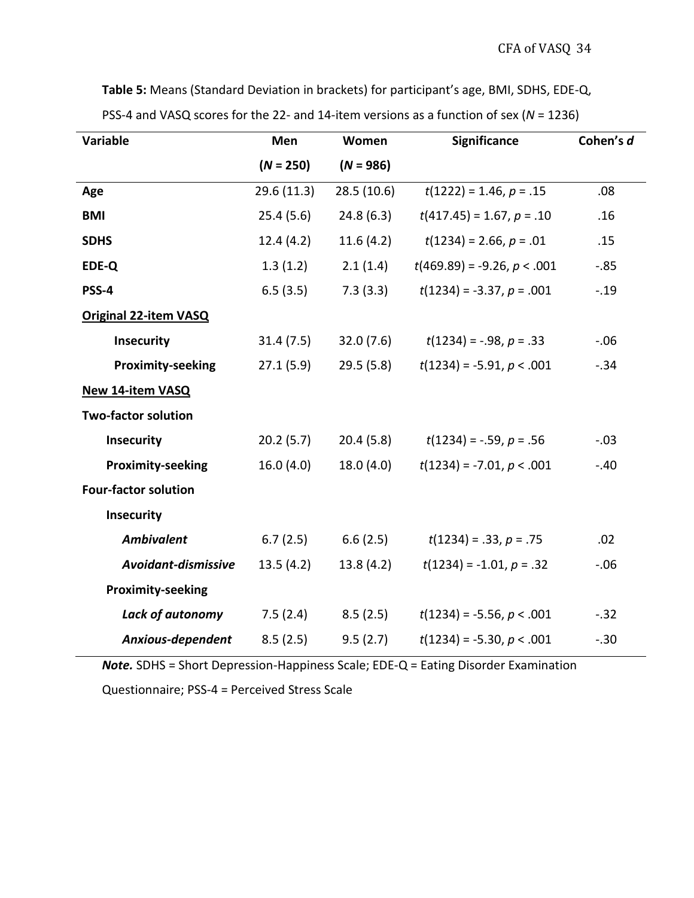**Table 5:** Means (Standard Deviation in brackets) for participant's age, BMI, SDHS, EDE-Q, PSS-4 and VASQ scores for the 22- and 14-item versions as a function of sex ($N$ = 1236)

| Variable | Men ($N$ = 250) | Women ($N$ = 986) | Significance | Cohen's $d$ |
|---|---|---|---|---|
| **Age** | 29.6 (11.3) | 28.5 (10.6) | $t(1222) = 1.46, p = .15$ | .08 |
| **BMI** | 25.4 (5.6) | 24.8 (6.3) | $t(417.45) = 1.67, p = .10$ | .16 |
| **SDHS** | 12.4 (4.2) | 11.6 (4.2) | $t(1234) = 2.66, p = .01$ | .15 |
| **EDE-Q** | 1.3 (1.2) | 2.1 (1.4) | $t(469.89) = -9.26, p < .001$ | -.85 |
| **PSS-4** | 6.5 (3.5) | 7.3 (3.3) | $t(1234) = -3.37, p = .001$ | -.19 |
| **Original 22-item VASQ** | | | | |
| **Insecurity** | 31.4 (7.5) | 32.0 (7.6) | $t(1234) = -.98, p = .33$ | -.06 |
| **Proximity-seeking** | 27.1 (5.9) | 29.5 (5.8) | $t(1234) = -5.91, p < .001$ | -.34 |
| **New 14-item VASQ** | | | | |
| **Two-factor solution** | | | | |
| **Insecurity** | 20.2 (5.7) | 20.4 (5.8) | $t(1234) = -.59, p = .56$ | -.03 |
| **Proximity-seeking** | 16.0 (4.0) | 18.0 (4.0) | $t(1234) = -7.01, p < .001$ | -.40 |
| **Four-factor solution** | | | | |
| **Insecurity** | | | | |
| ***Ambivalent*** | 6.7 (2.5) | 6.6 (2.5) | $t(1234) = .33, p = .75$ | .02 |
| ***Avoidant-dismissive*** | 13.5 (4.2) | 13.8 (4.2) | $t(1234) = -1.01, p = .32$ | -.06 |
| **Proximity-seeking** | | | | |
| ***Lack of autonomy*** | 7.5 (2.4) | 8.5 (2.5) | $t(1234) = -5.56, p < .001$ | -.32 |
| ***Anxious-dependent*** | 8.5 (2.5) | 9.5 (2.7) | $t(1234) = -5.30, p < .001$ | -.30 |

***Note.*** SDHS = Short Depression-Happiness Scale; EDE-Q = Eating Disorder Examination Questionnaire; PSS-4 = Perceived Stress Scale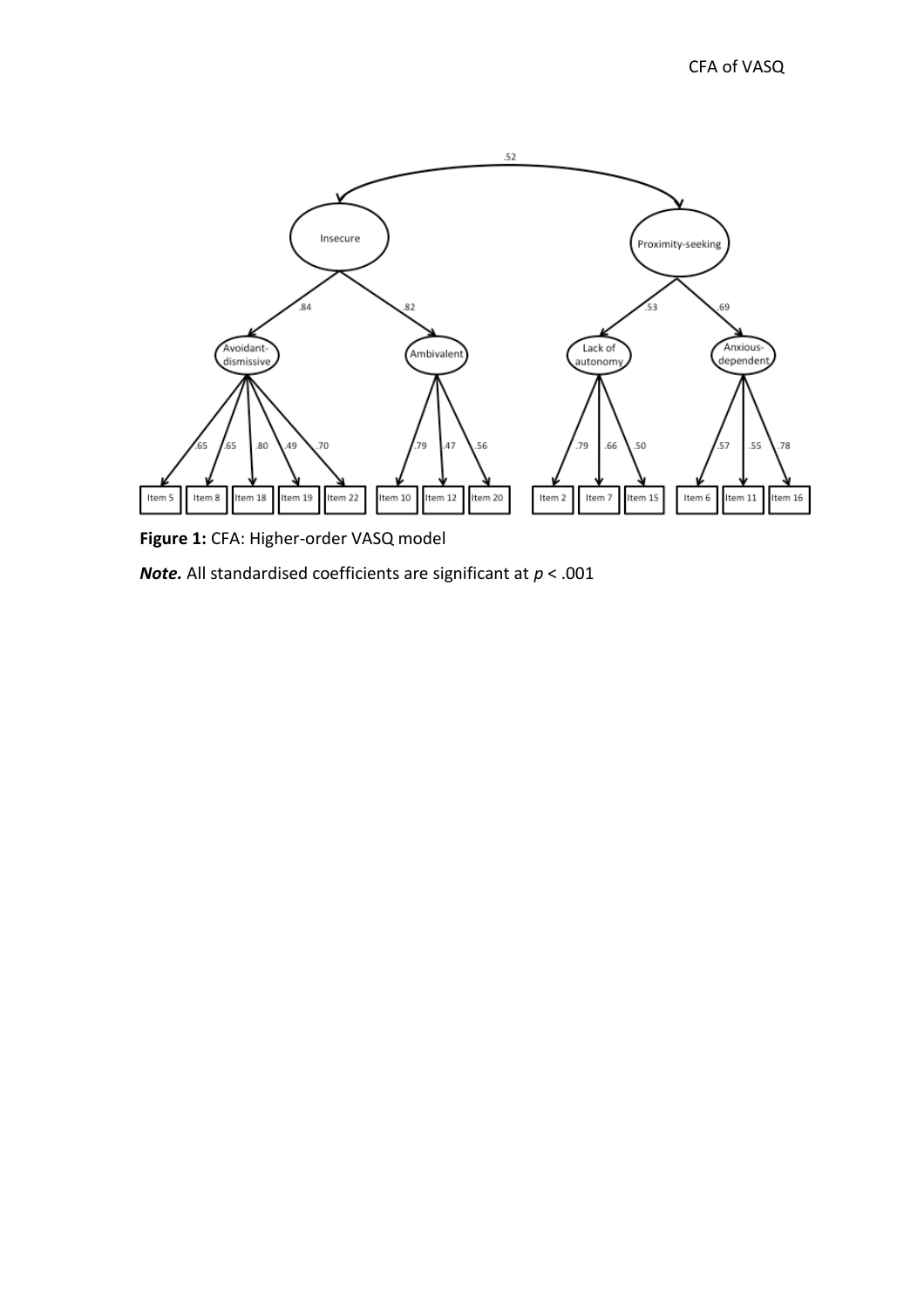.52

Insecure

Proximity-seeking

.84

.82

.53

.69

Avoidant-dismissive

Ambivalent

Lack of autonomy

Anxious-dependent

.65 .65 .80 .49 .70

.79 .47 .56

.79 .66 .50

.57 .55 .78

Item 5 Item 8 Item 18 Item 19 Item 22

Item 10 Item 12 Item 20

Item 2 Item 7 Item 15

Item 6 Item 11 Item 16

**Figure 1:** CFA: Higher-order VASQ model

***Note.*** All standardised coefficients are significant at $p < .001$